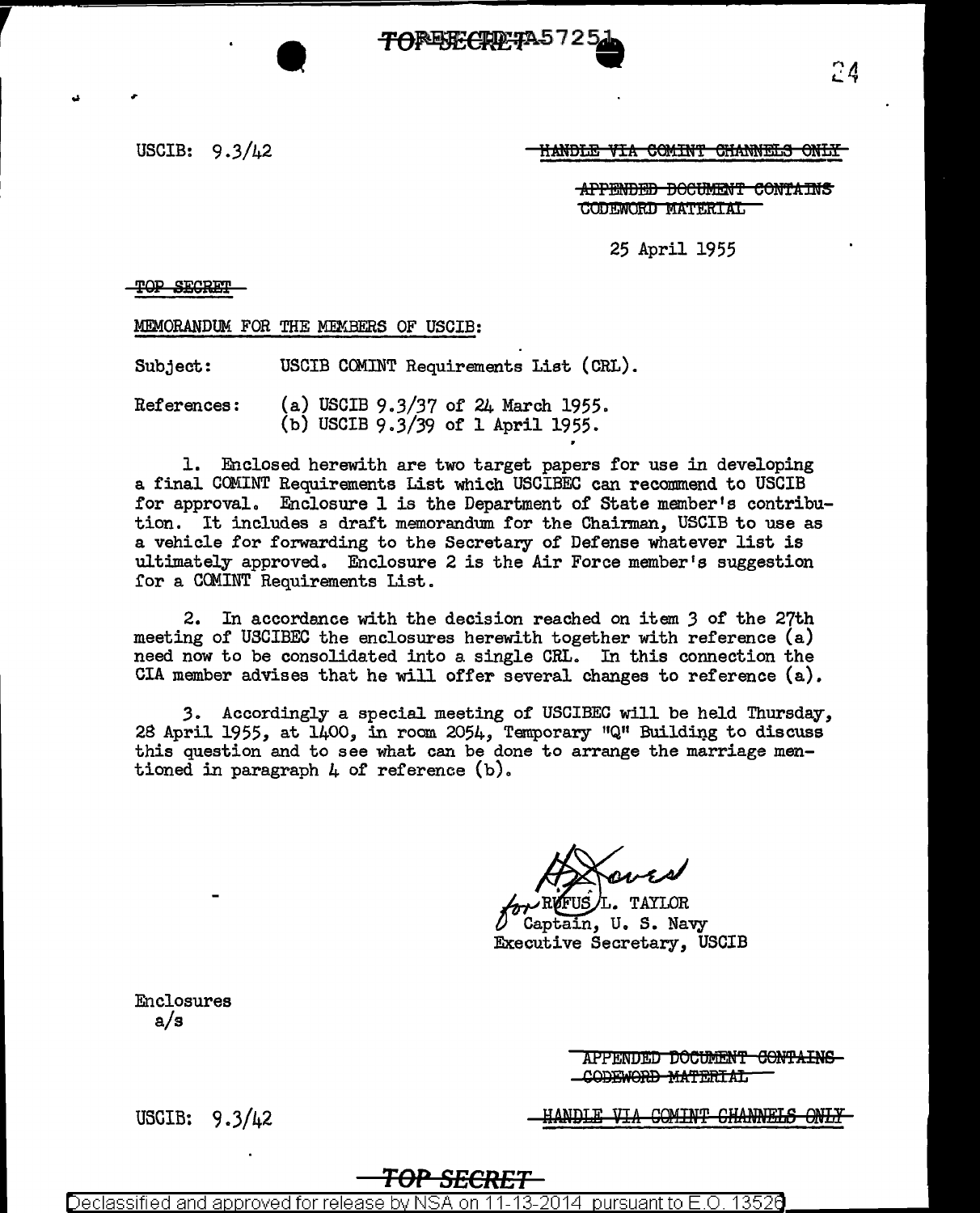USCIB: 9.3/42

~~HANDLE VIA COMINT CHANNELS ONLY~~

~~APPENDED DOCUMENT CONTAINS CODEWORD MATERIAL~~

25 April 1955

~~TOP SECRET~~

MEMORANDUM FOR THE MEMBERS OF USCIB:

Subject: USCIB COMINT Requirements List (CRL).

References: (a) USCIB 9.3/37 of 24 March 1955.
(b) USCIB 9.3/39 of 1 April 1955.

1. Enclosed herewith are two target papers for use in developing a final COMINT Requirements List which USCIBEC can recommend to USCIB for approval. Enclosure 1 is the Department of State member's contribution. It includes a draft memorandum for the Chairman, USCIB to use as a vehicle for forwarding to the Secretary of Defense whatever list is ultimately approved. Enclosure 2 is the Air Force member's suggestion for a COMINT Requirements List.

2. In accordance with the decision reached on item 3 of the 27th meeting of USCIBEC the enclosures herewith together with reference (a) need now to be consolidated into a single CRL. In this connection the CIA member advises that he will offer several changes to reference (a).

3. Accordingly a special meeting of USCIBEC will be held Thursday, 28 April 1955, at 1400, in room 2054, Temporary "Q" Building to discuss this question and to see what can be done to arrange the marriage mentioned in paragraph 4 of reference (b).

for RUFUS L. TAYLOR
Captain, U. S. Navy
Executive Secretary, USCIB

Enclosures
a/s

~~APPENDED DOCUMENT CONTAINS CODEWORD MATERIAL~~

USCIB: 9.3/42

~~HANDLE VIA COMINT CHANNELS ONLY~~

~~TOP SECRET~~

Declassified and approved for release by NSA on 11-13-2014 pursuant to E.O. 13526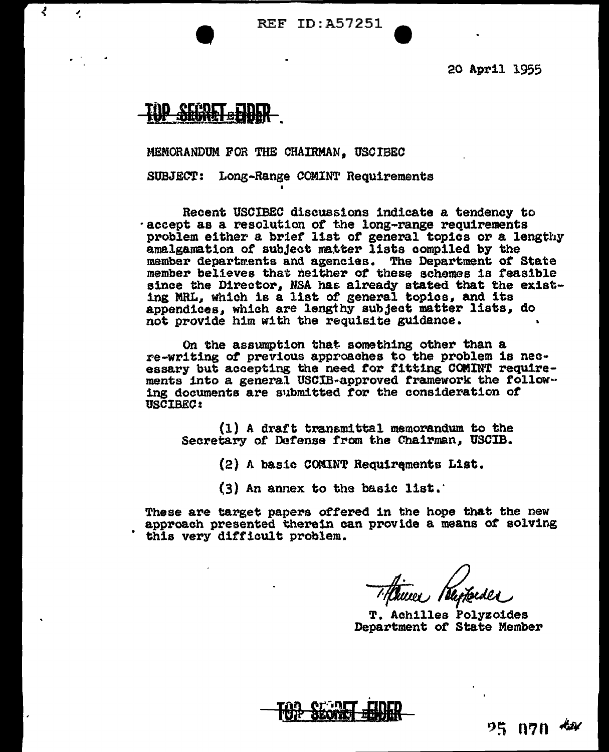REF ID:A57251

20 April 1955

TOP SECRET - EIDER

MEMORANDUM FOR THE CHAIRMAN, USCIBEC

SUBJECT: Long-Range COMINT Requirements

Recent USCIBEC discussions indicate a tendency to accept as a resolution of the long-range requirements problem either a brief list of general topics or a lengthy amalgamation of subject matter lists compiled by the member departments and agencies. The Department of State member believes that neither of these schemes is feasible since the Director, NSA has already stated that the existing MRL, which is a list of general topics, and its appendices, which are lengthy subject matter lists, do not provide him with the requisite guidance.

On the assumption that something other than a re-writing of previous approaches to the problem is necessary but accepting the need for fitting COMINT requirements into a general USCIB-approved framework the following documents are submitted for the consideration of USCIBEC:

(1) A draft transmittal memorandum to the Secretary of Defense from the Chairman, USCIB.

(2) A basic COMINT Requirements List.

(3) An annex to the basic list.

These are target papers offered in the hope that the new approach presented therein can provide a means of solving this very difficult problem.

T. Achilles Polyzoides
Department of State Member

TOP SECRET EIDER

25 070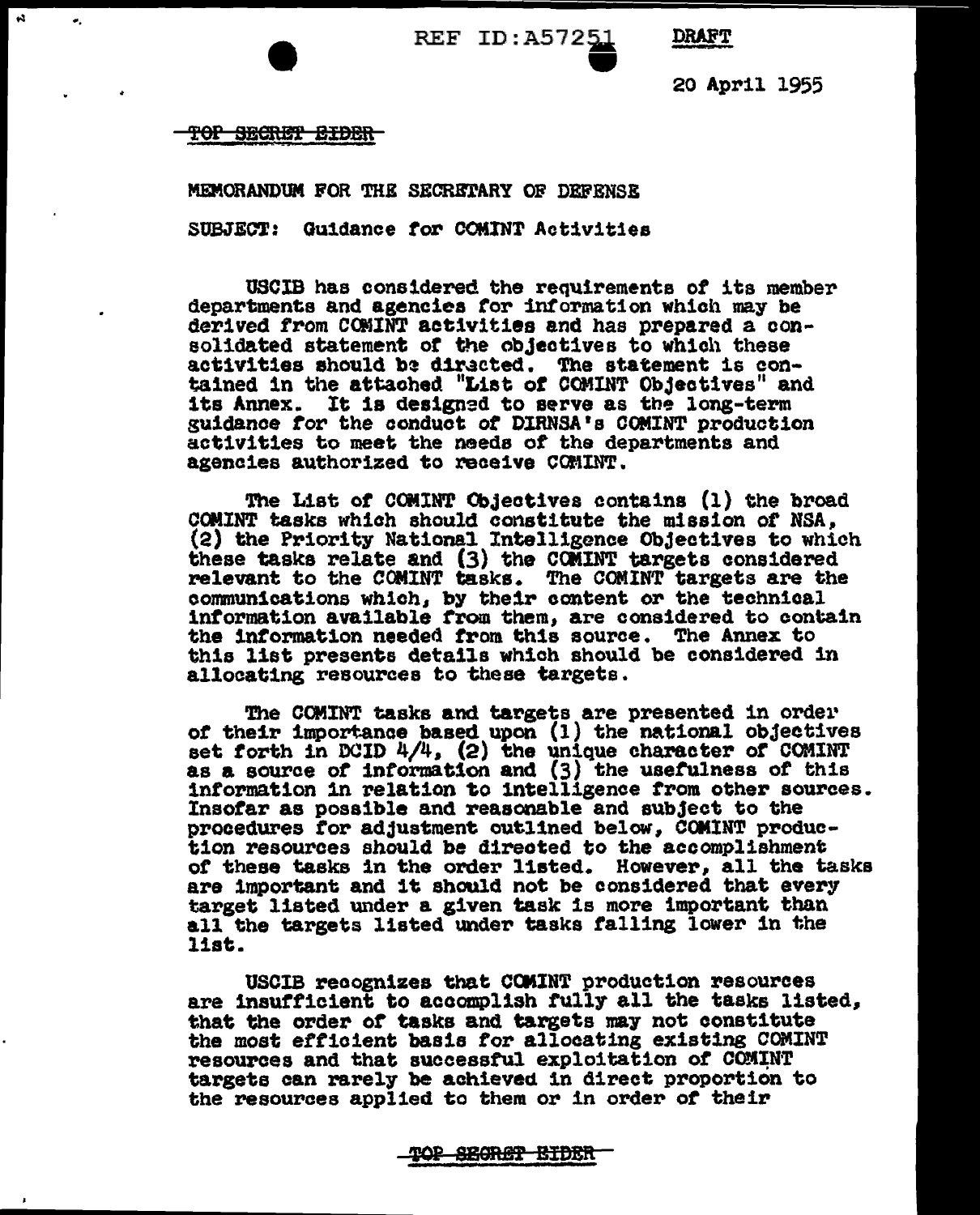REF ID:A57251 **DRAFT**

20 April 1955

~~TOP SECRET EIDER~~

MEMORANDUM FOR THE SECRETARY OF DEFENSE

SUBJECT: Guidance for COMINT Activities

USCIB has considered the requirements of its member departments and agencies for information which may be derived from COMINT activities and has prepared a consolidated statement of the objectives to which these activities should be directed. The statement is contained in the attached "List of COMINT Objectives" and its Annex. It is designed to serve as the long-term guidance for the conduct of DIRNSA's COMINT production activities to meet the needs of the departments and agencies authorized to receive COMINT.

The List of COMINT Objectives contains (1) the broad COMINT tasks which should constitute the mission of NSA, (2) the Priority National Intelligence Objectives to which these tasks relate and (3) the COMINT targets considered relevant to the COMINT tasks. The COMINT targets are the communications which, by their content or the technical information available from them, are considered to contain the information needed from this source. The Annex to this list presents details which should be considered in allocating resources to these targets.

The COMINT tasks and targets are presented in order of their importance based upon (1) the national objectives set forth in DCID 4/4, (2) the unique character of COMINT as a source of information and (3) the usefulness of this information in relation to intelligence from other sources. Insofar as possible and reasonable and subject to the procedures for adjustment outlined below, COMINT production resources should be directed to the accomplishment of these tasks in the order listed. However, all the tasks are important and it should not be considered that every target listed under a given task is more important than all the targets listed under tasks falling lower in the list.

USCIB recognizes that COMINT production resources are insufficient to accomplish fully all the tasks listed, that the order of tasks and targets may not constitute the most efficient basis for allocating existing COMINT resources and that successful exploitation of COMINT targets can rarely be achieved in direct proportion to the resources applied to them or in order of their

~~TOP SECRET EIDER~~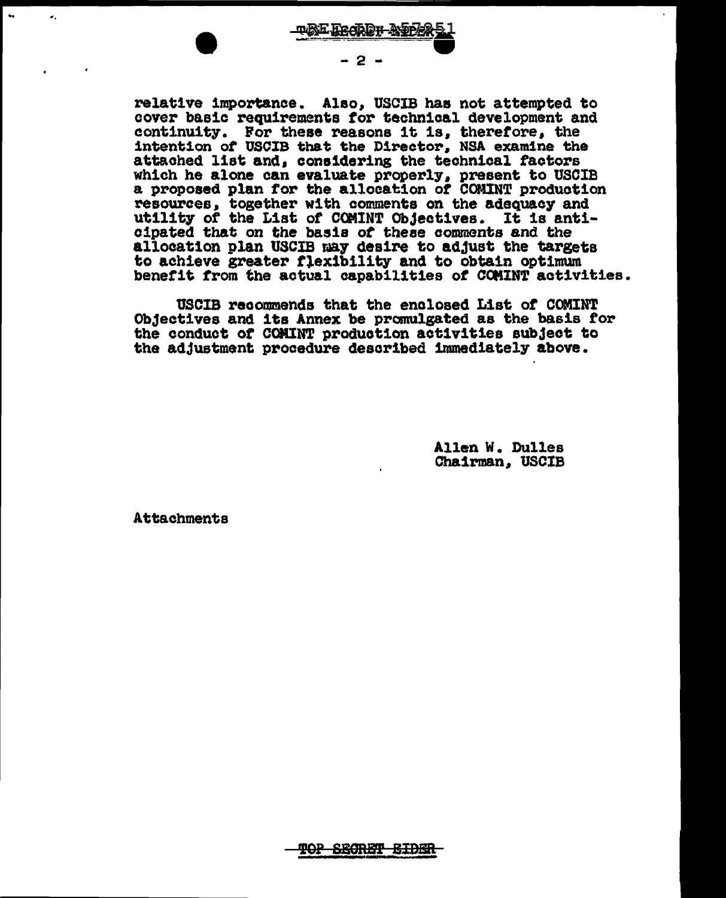relative importance. Also, USCIB has not attempted to cover basic requirements for technical development and continuity. For these reasons it is, therefore, the intention of USCIB that the Director, NSA examine the attached list and, considering the technical factors which he alone can evaluate properly, present to USCIB a proposed plan for the allocation of COMINT production resources, together with comments on the adequacy and utility of the List of COMINT Objectives. It is anticipated that on the basis of these comments and the allocation plan USCIB may desire to adjust the targets to achieve greater flexibility and to obtain optimum benefit from the actual capabilities of COMINT activities.

USCIB recommends that the enclosed List of COMINT Objectives and its Annex be promulgated as the basis for the conduct of COMINT production activities subject to the adjustment procedure described immediately above.

Allen W. Dulles
Chairman, USCIB

Attachments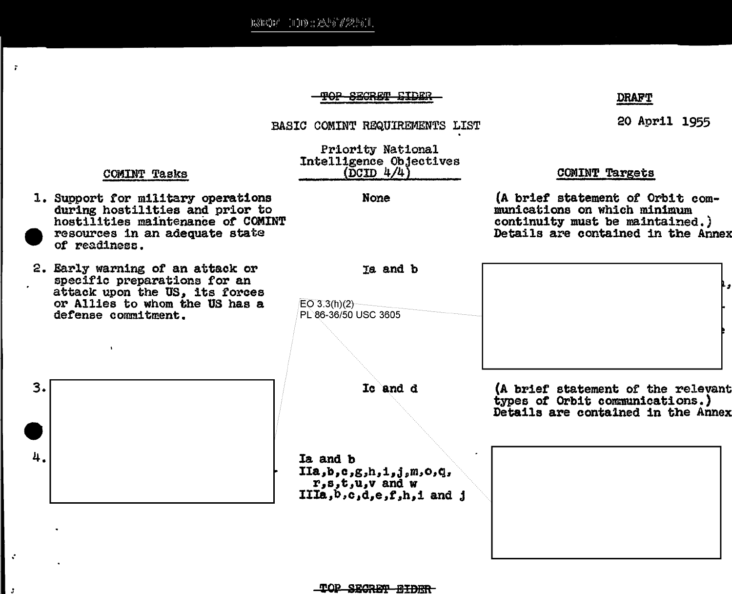~~TOP SECRET EIDER~~

**DRAFT**

20 April 1955

BASIC COMINT REQUIREMENTS LIST

| COMINT Tasks | Priority National Intelligence Objectives (DCID 4/4) | COMINT Targets |
| --- | --- | --- |
| 1. Support for military operations during hostilities and prior to hostilities maintenance of COMINT resources in an adequate state of readiness. | None | (A brief statement of Orbit communications on which minimum continuity must be maintained.) Details are contained in the Annex |
| 2. Early warning of an attack or specific preparations for an attack upon the US, its forces or Allies to whom the US has a defense commitment. | Ia and b | |
| 3. | Ic and d | (A brief statement of the relevant types of Orbit communications.) Details are contained in the Annex |
| 4. | Ia and b IIa,b,c,g,h,i,j,m,o,q, r,s,t,u,v and w IIIa,b,c,d,e,f,h,i and j | |

EO 3.3(h)(2)
PL 86-36/50 USC 3605

~~TOP SECRET EIDER~~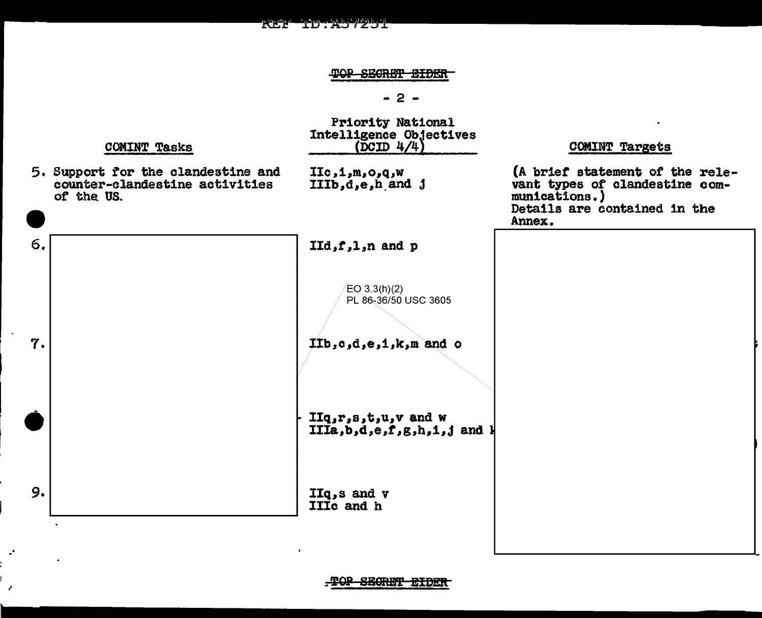~~TOP SECRET EIDER~~

| COMINT Tasks | Priority National Intelligence Objectives (DCID 4/4) | COMINT Targets |
|---|---|---|
| 5. Support for the clandestine and counter-clandestine activities of the US. | IIc,i,m,o,q,w<br>IIIb,d,e,h and j | (A brief statement of the relevant types of clandestine communications.)<br>Details are contained in the Annex. |
| 6. | IId,f,l,n and p | |
| 7. | IIb,c,d,e,i,k,m and o | |
| | IIq,r,s,t,u,v and w<br>IIIa,b,d,e,f,g,h,i,j and k | |
| 9. | IIq,s and v<br>IIIc and h | |

EO 3.3(h)(2)
PL 86-36/50 USC 3605

~~TOP SECRET EIDER~~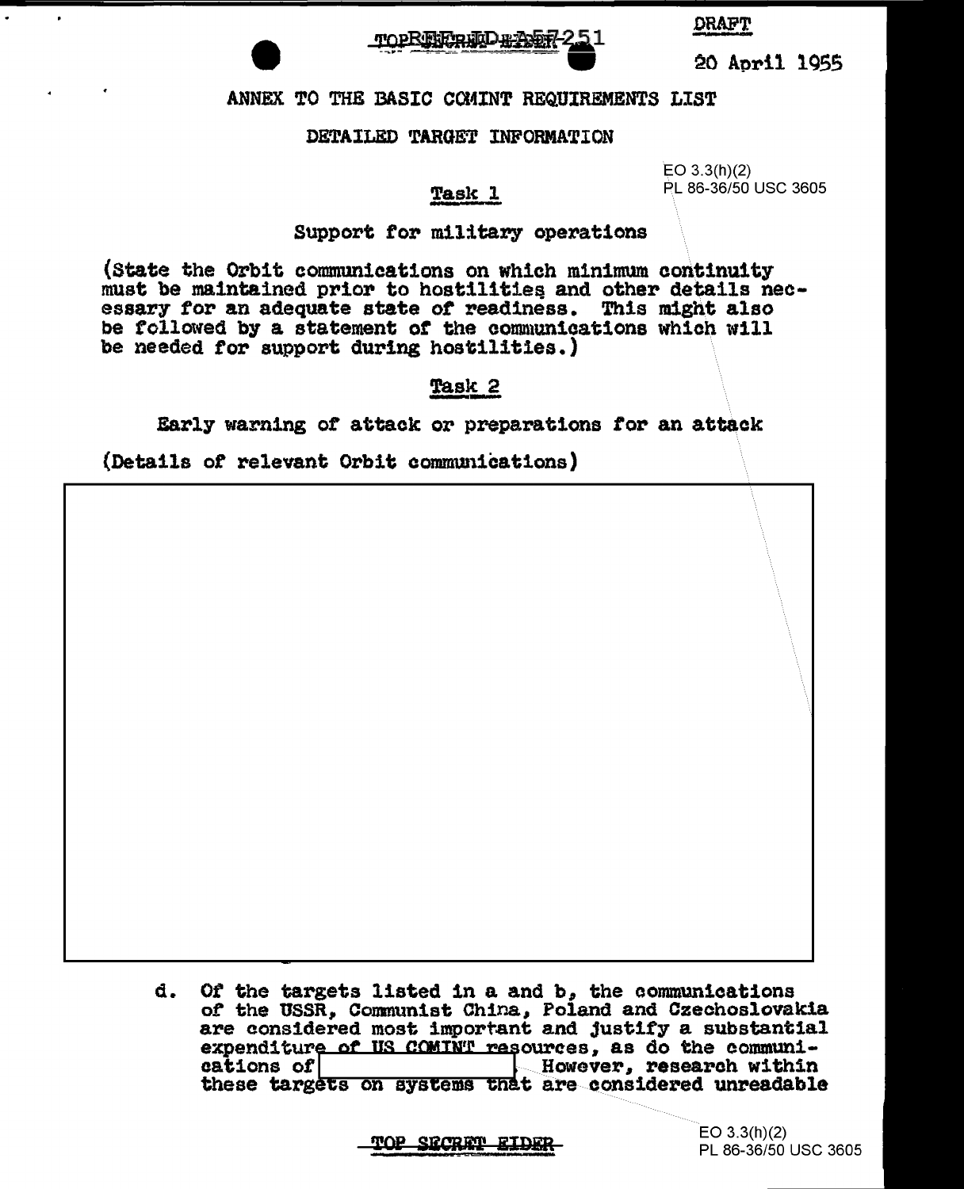DRAFT

20 April 1955

ANNEX TO THE BASIC COMINT REQUIREMENTS LIST

DETAILED TARGET INFORMATION

EO 3.3(h)(2)
PL 86-36/50 USC 3605

### Task 1

Support for military operations

(State the Orbit communications on which minimum continuity must be maintained prior to hostilities and other details necessary for an adequate state of readiness. This might also be followed by a statement of the communications which will be needed for support during hostilities.)

### Task 2

Early warning of attack or preparations for an attack

(Details of relevant Orbit communications)

d. Of the targets listed in a and b, the communications of the USSR, Communist China, Poland and Czechoslovakia are considered most important and justify a substantial expenditure of US COMINT resources, as do the communications of [ ]. However, research within these targets on systems that are considered unreadable

TOP SECRET EIDER

EO 3.3(h)(2)
PL 86-36/50 USC 3605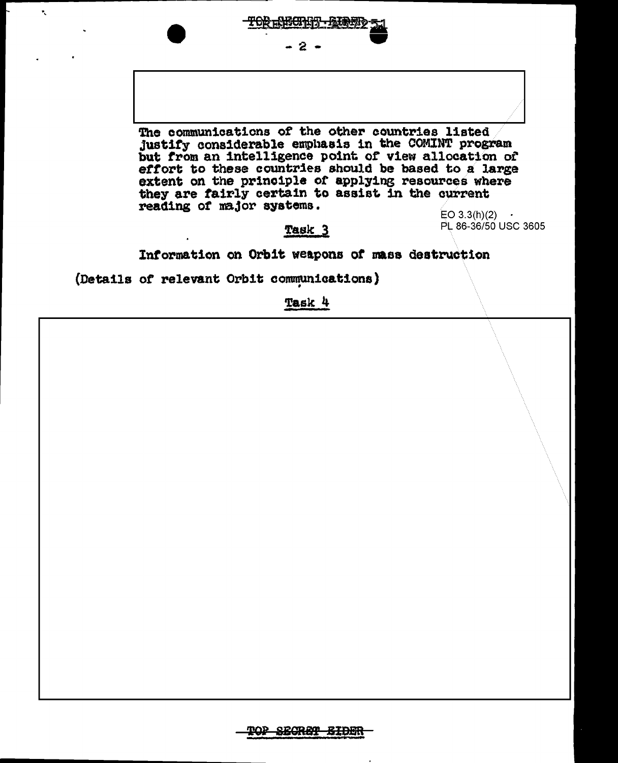The communications of the other countries listed justify considerable emphasis in the COMINT program but from an intelligence point of view allocation of effort to these countries should be based to a large extent on the principle of applying resources where they are fairly certain to assist in the current reading of major systems.

EO 3.3(h)(2)
PL 86-36/50 USC 3605

Task 3

Information on Orbit weapons of mass destruction

(Details of relevant Orbit communications)

Task 4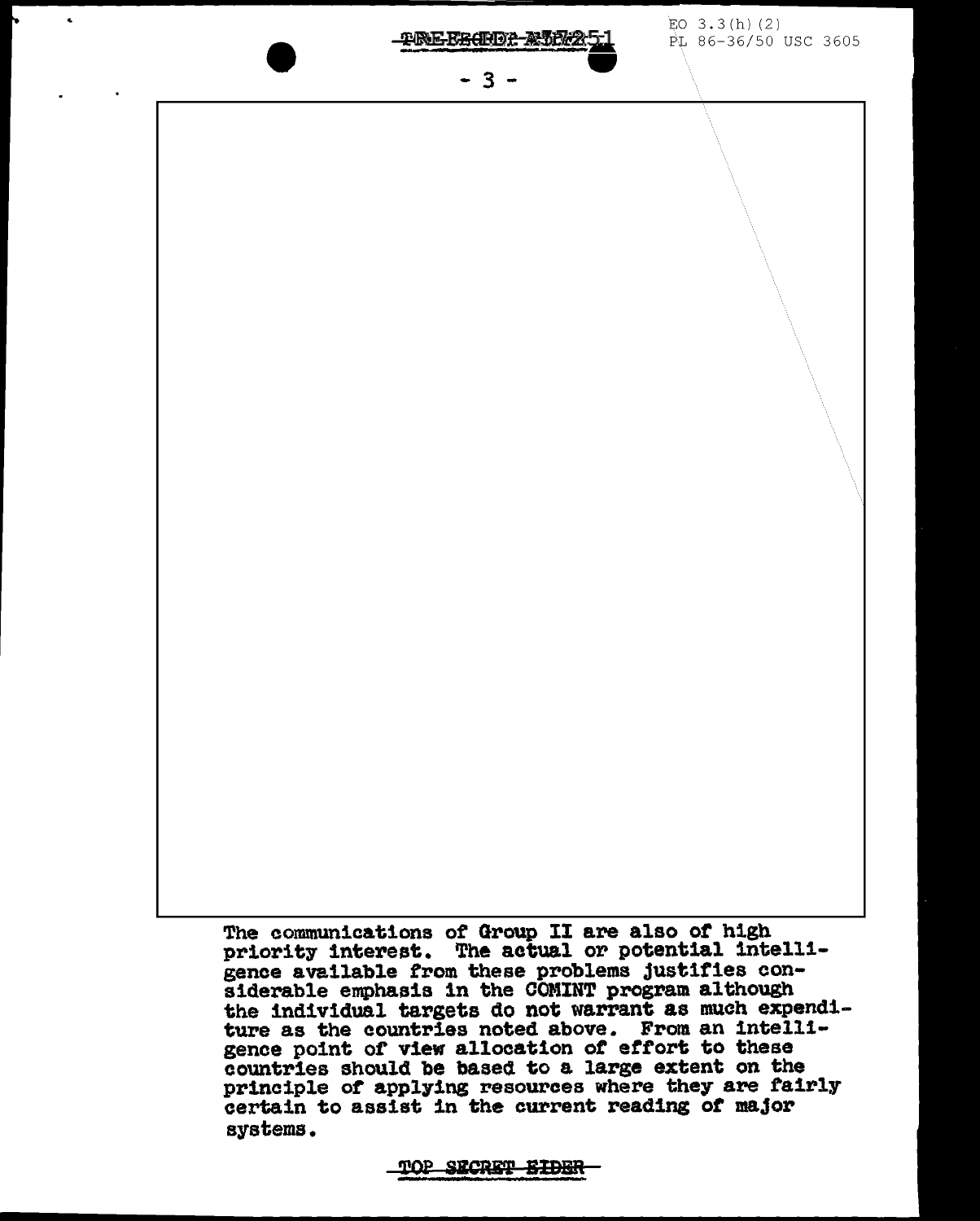EO 3.3(h)(2)
PL 86-36/50 USC 3605

The communications of Group II are also of high priority interest. The actual or potential intelligence available from these problems justifies considerable emphasis in the COMINT program although the individual targets do not warrant as much expenditure as the countries noted above. From an intelligence point of view allocation of effort to these countries should be based to a large extent on the principle of applying resources where they are fairly certain to assist in the current reading of major systems.

TOP SECRET EIDER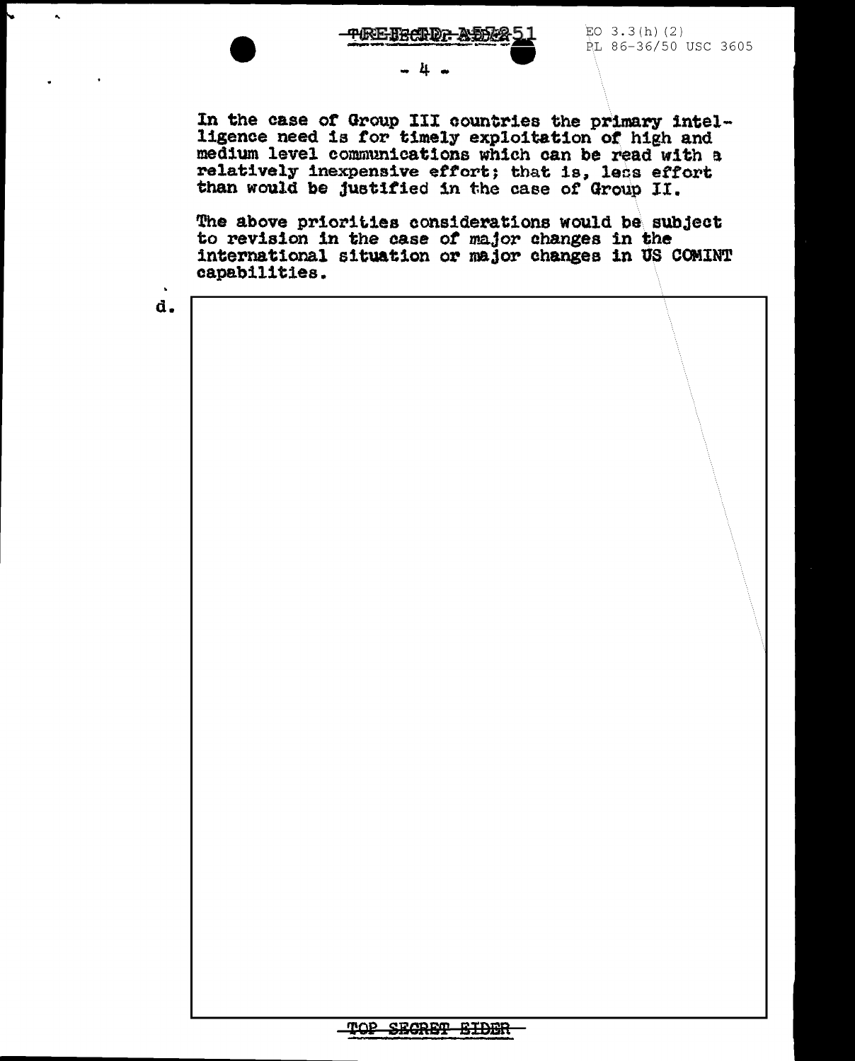EO 3.3(h)(2)
PL 86-36/50 USC 3605

In the case of Group III countries the primary intelligence need is for timely exploitation of high and medium level communications which can be read with a relatively inexpensive effort; that is, less effort than would be justified in the case of Group II.

The above priorities considerations would be subject to revision in the case of major changes in the international situation or major changes in US COMINT capabilities.

d.

TOP SECRET EIDER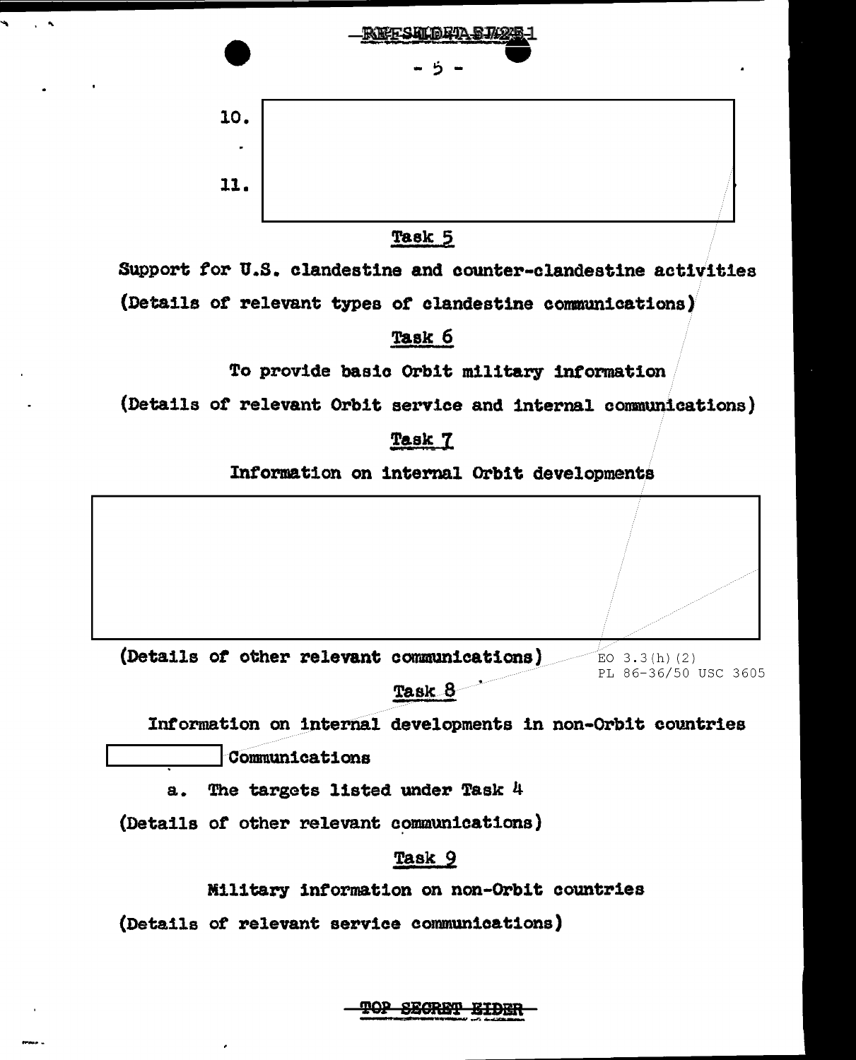10.

11.

Task 5

Support for U.S. clandestine and counter-clandestine activities

(Details of relevant types of clandestine communications)

Task 6

To provide basic Orbit military information

(Details of relevant Orbit service and internal communications)

Task 7

Information on internal Orbit developments

(Details of other relevant communications)

EO 3.3(h)(2)
PL 86-36/50 USC 3605

Task 8

Information on internal developments in non-Orbit countries

Communications

a. The targets listed under Task 4

(Details of other relevant communications)

Task 9

Military information on non-Orbit countries

(Details of relevant service communications)

TOP SECRET EIDER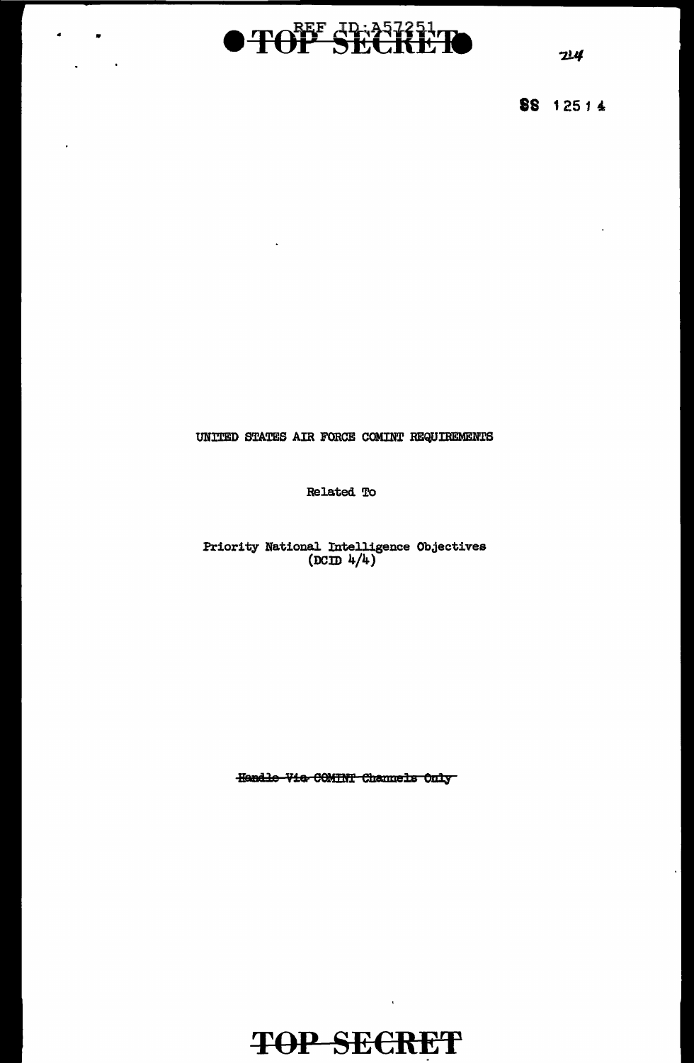UNITED STATES AIR FORCE COMINT REQUIREMENTS

Related To

Priority National Intelligence Objectives
(DCID 4/4)

~~Handle Via COMINT Channels Only~~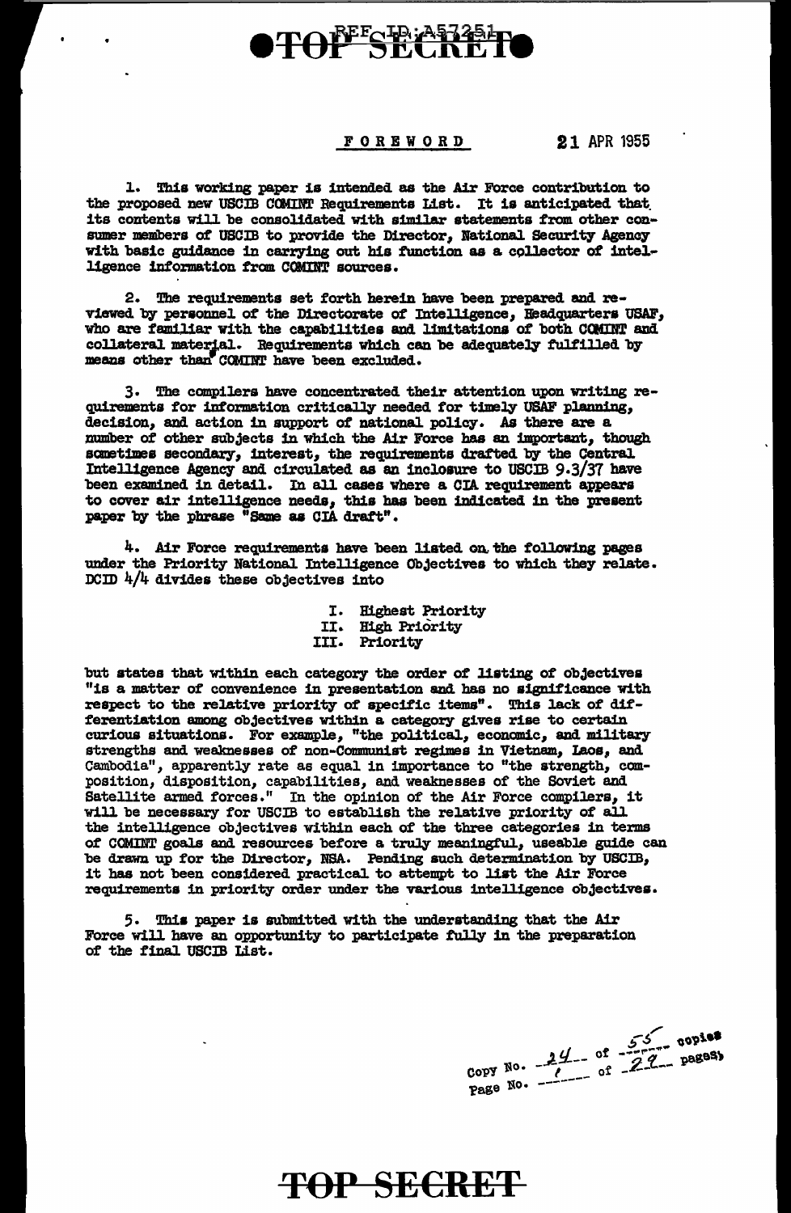## FOREWORD

21 APR 1955

1. This working paper is intended as the Air Force contribution to the proposed new USCIB COMINT Requirements List. It is anticipated that its contents will be consolidated with similar statements from other consumer members of USCIB to provide the Director, National Security Agency with basic guidance in carrying out his function as a collector of intelligence information from COMINT sources.

2. The requirements set forth herein have been prepared and reviewed by personnel of the Directorate of Intelligence, Headquarters USAF, who are familiar with the capabilities and limitations of both COMINT and collateral material. Requirements which can be adequately fulfilled by means other than COMINT have been excluded.

3. The compilers have concentrated their attention upon writing requirements for information critically needed for timely USAF planning, decision, and action in support of national policy. As there are a number of other subjects in which the Air Force has an important, though sometimes secondary, interest, the requirements drafted by the Central Intelligence Agency and circulated as an inclosure to USCIB 9.3/37 have been examined in detail. In all cases where a CIA requirement appears to cover air intelligence needs, this has been indicated in the present paper by the phrase "Same as CIA draft".

4. Air Force requirements have been listed on the following pages under the Priority National Intelligence Objectives to which they relate. DCID 4/4 divides these objectives into

I. Highest Priority
II. High Priority
III. Priority

but states that within each category the order of listing of objectives "is a matter of convenience in presentation and has no significance with respect to the relative priority of specific items". This lack of differentiation among objectives within a category gives rise to certain curious situations. For example, "the political, economic, and military strengths and weaknesses of non-Communist regimes in Vietnam, Laos, and Cambodia", apparently rate as equal in importance to "the strength, composition, disposition, capabilities, and weaknesses of the Soviet and Satellite armed forces." In the opinion of the Air Force compilers, it will be necessary for USCIB to establish the relative priority of all the intelligence objectives within each of the three categories in terms of COMINT goals and resources before a truly meaningful, useable guide can be drawn up for the Director, NSA. Pending such determination by USCIB, it has not been considered practical to attempt to list the Air Force requirements in priority order under the various intelligence objectives.

5. This paper is submitted with the understanding that the Air Force will have an opportunity to participate fully in the preparation of the final USCIB List.

Copy No. 24 of 55 copies
Page No. 1 of 29 pages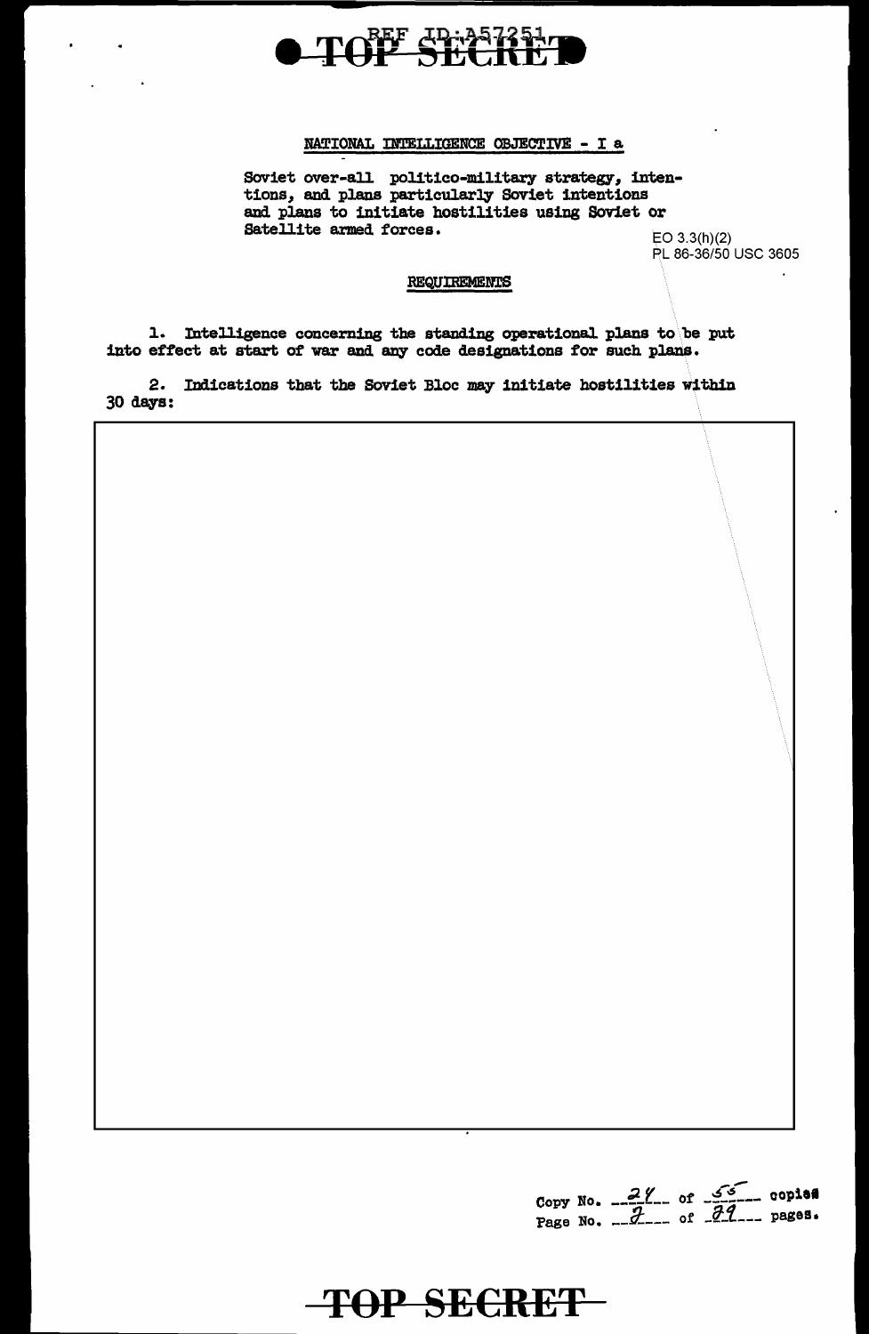## NATIONAL INTELLIGENCE OBJECTIVE - I a

Soviet over-all politico-military strategy, intentions, and plans particularly Soviet intentions and plans to initiate hostilities using Soviet or Satellite armed forces.

EO 3.3(h)(2)
PL 86-36/50 USC 3605

### REQUIREMENTS

1. Intelligence concerning the standing operational plans to be put into effect at start of war and any code designations for such plans.

2. Indications that the Soviet Bloc may initiate hostilities within 30 days:

Copy No. 24 of 55 copies
Page No. 7 of 29 pages.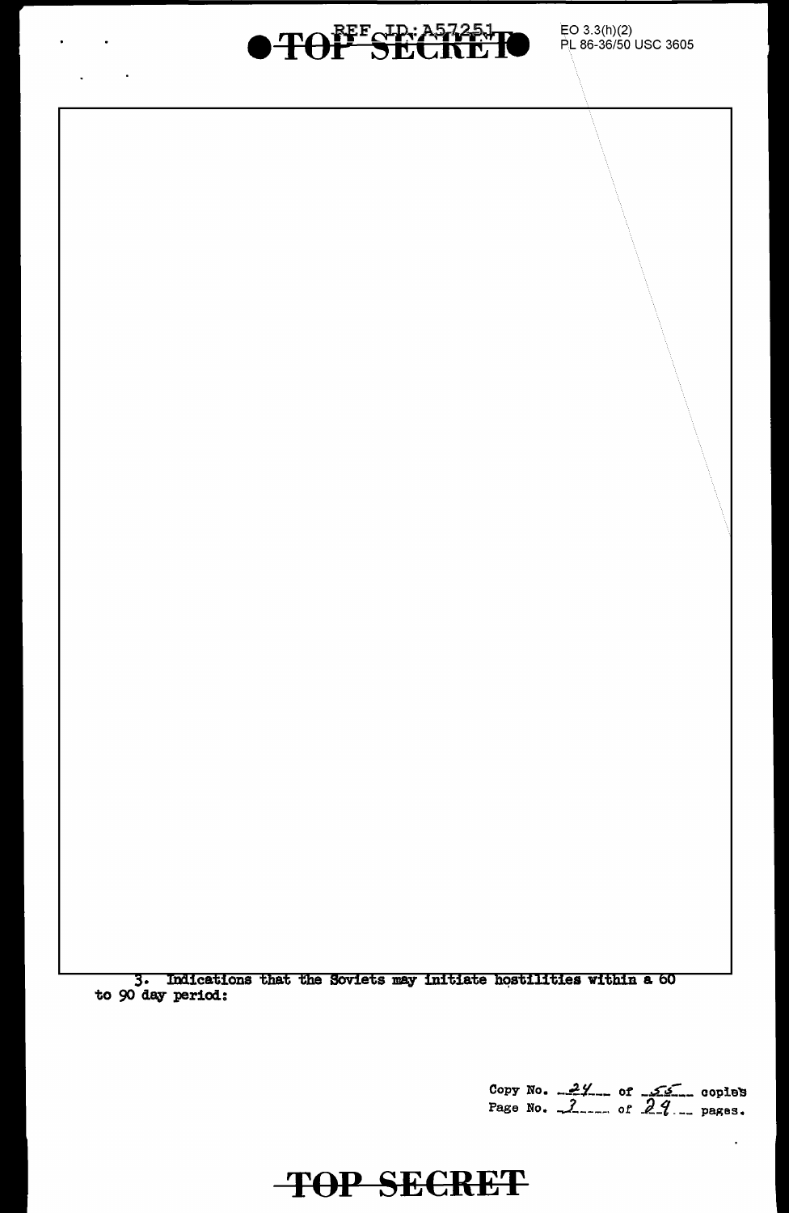EO 3.3(h)(2)
PL 86-36/50 USC 3605

3. Indications that the Soviets may initiate hostilities within a 60 to 90 day period:

Copy No. 24 of 55 copies
Page No. 3 of 24 pages.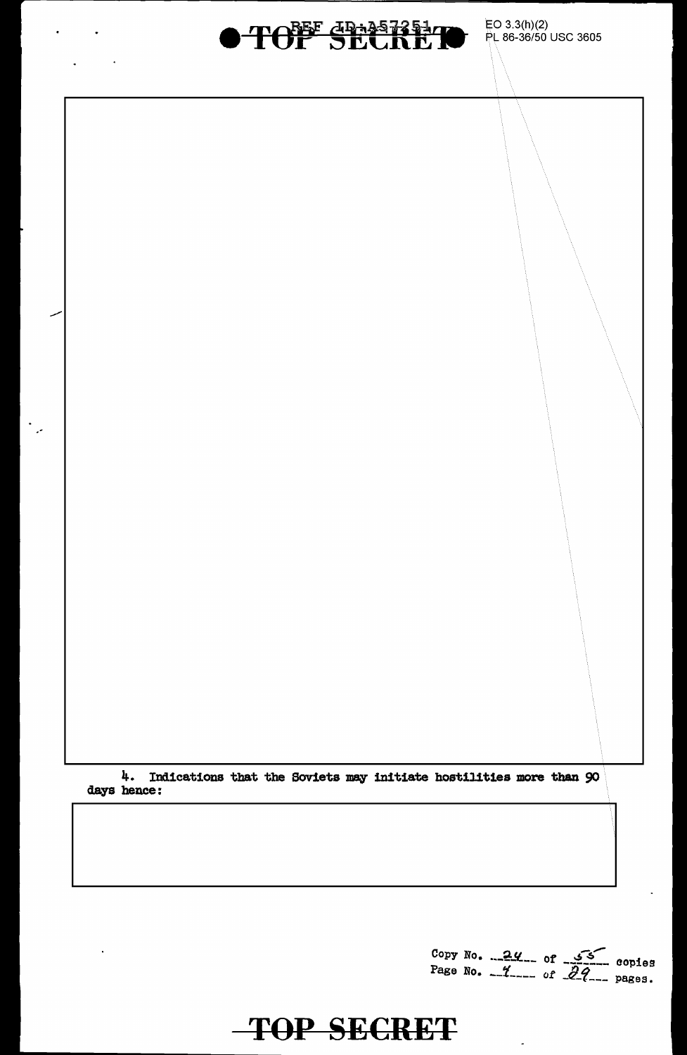EO 3.3(h)(2)
PL 86-36/50 USC 3605

4. Indications that the Soviets may initiate hostilities more than 90 days hence:

Copy No. 24 of 55 copies
Page No. 7 of 29 pages.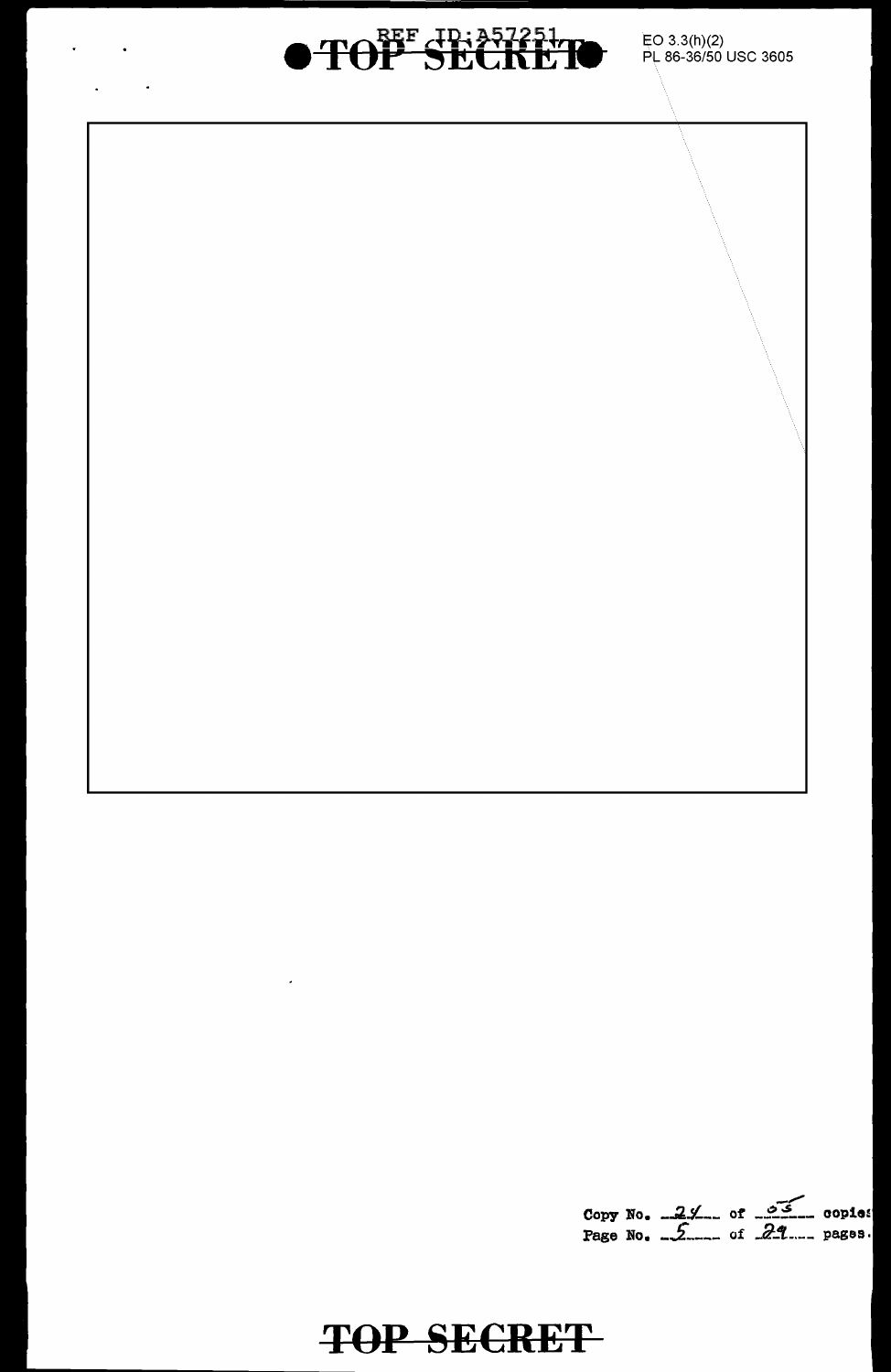EO 3.3(h)(2)
PL 86-36/50 USC 3605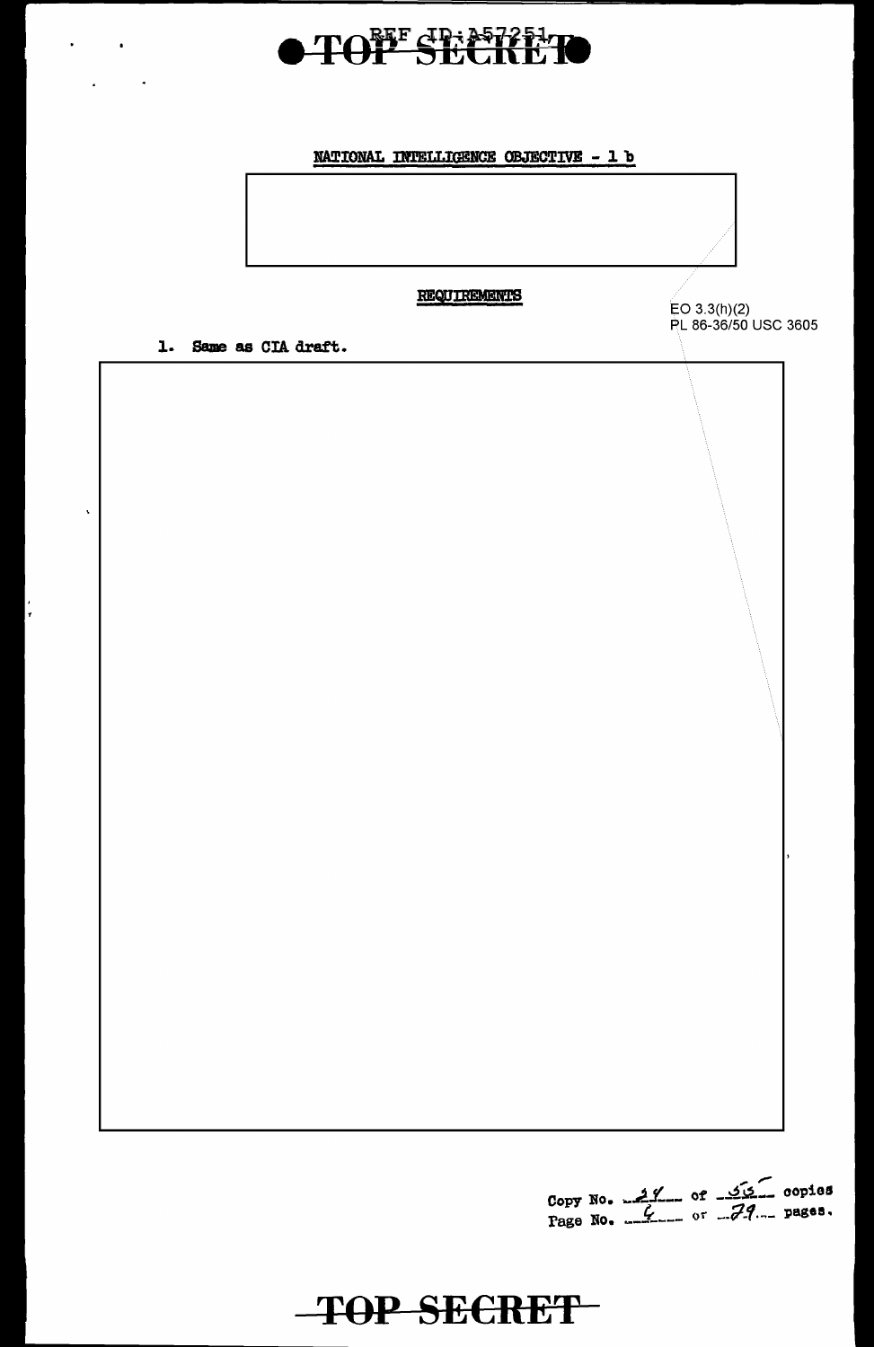NATIONAL INTELLIGENCE OBJECTIVE - 1 b

REQUIREMENTS

EO 3.3(h)(2)
PL 86-36/50 USC 3605

1. Same as CIA draft.

Copy No. 24 of 55 copies
Page No. 4 of 79 pages.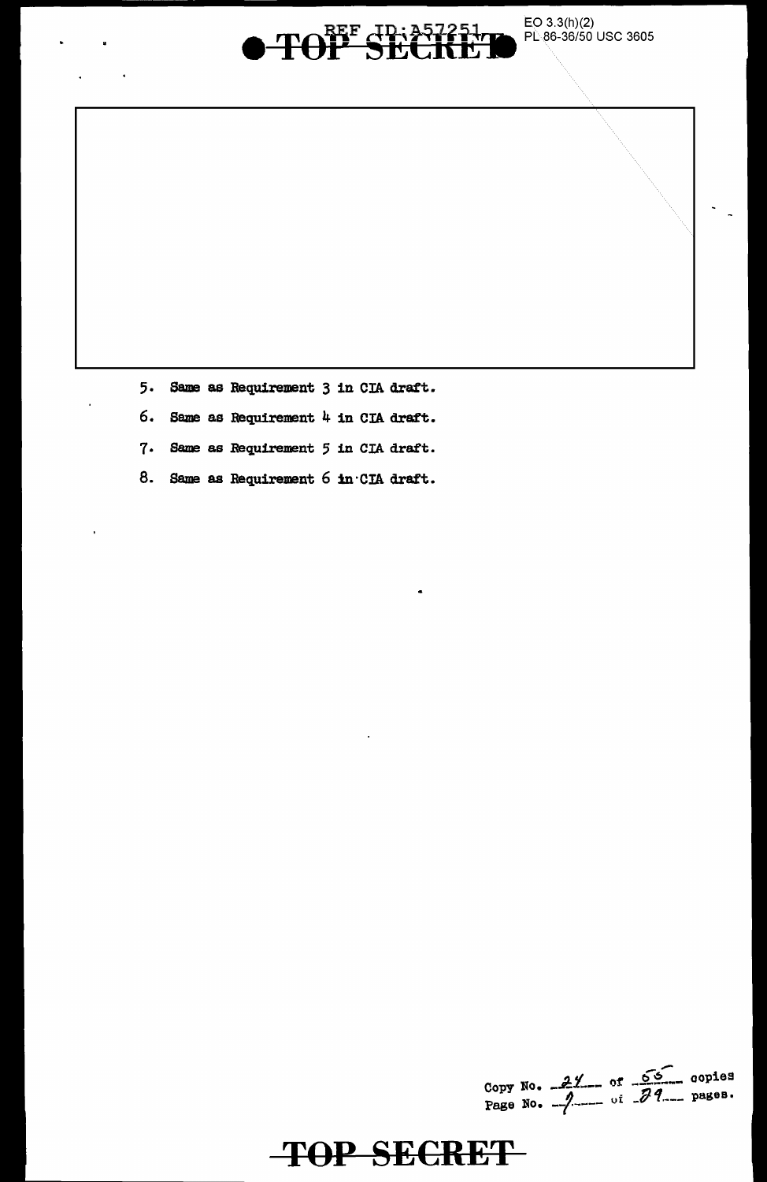5. Same as Requirement 3 in CIA draft.

6. Same as Requirement 4 in CIA draft.

7. Same as Requirement 5 in CIA draft.

8. Same as Requirement 6 in CIA draft.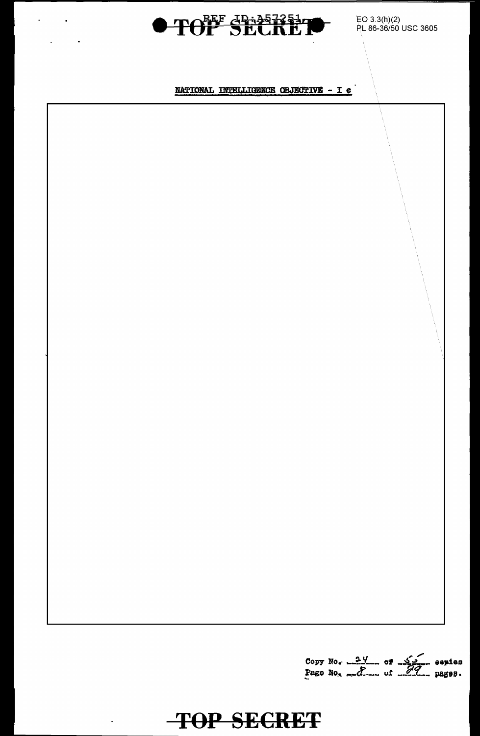EO 3.3(h)(2)
PL 86-36/50 USC 3605

NATIONAL INTELLIGENCE OBJECTIVE - I c

Copy No. 24 of 55 copies
Page No. 8 of 89 pages.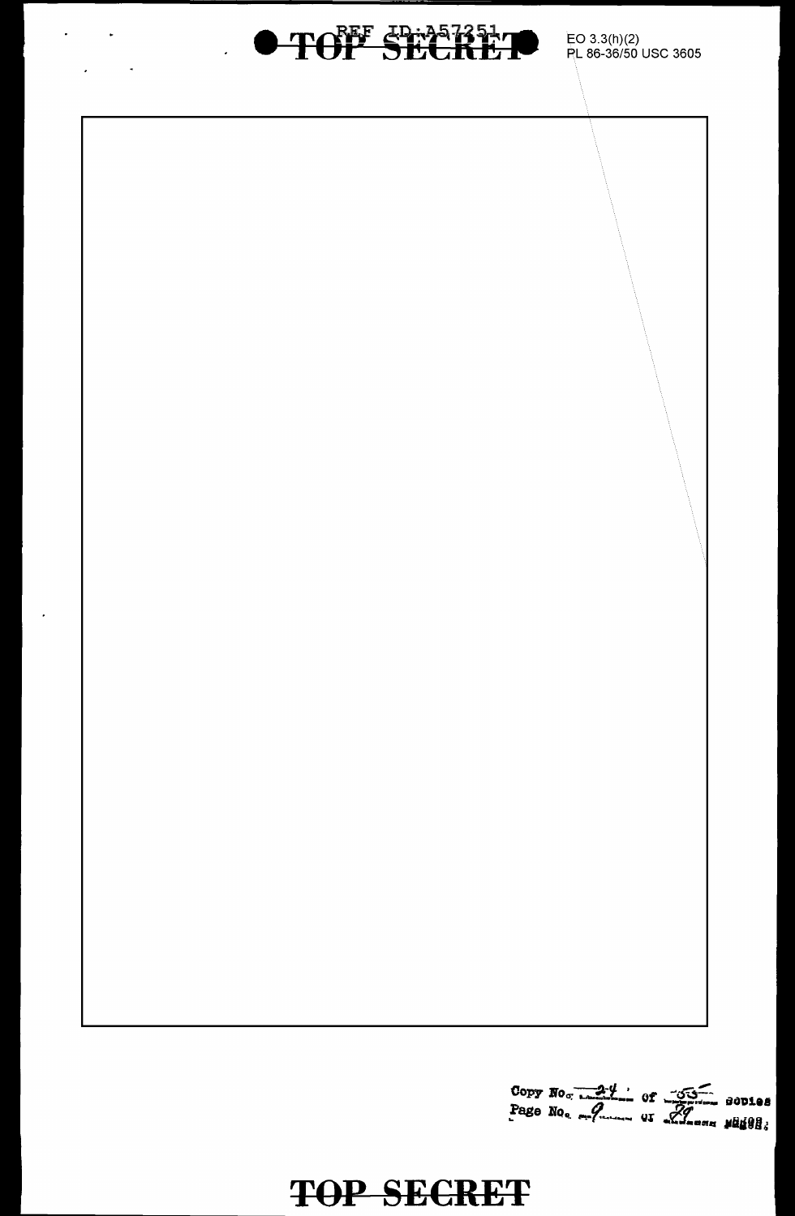EO 3.3(h)(2)
PL 86-36/50 USC 3605

Copy No. 24 of 55 copies
Page No. 9 of 29 pages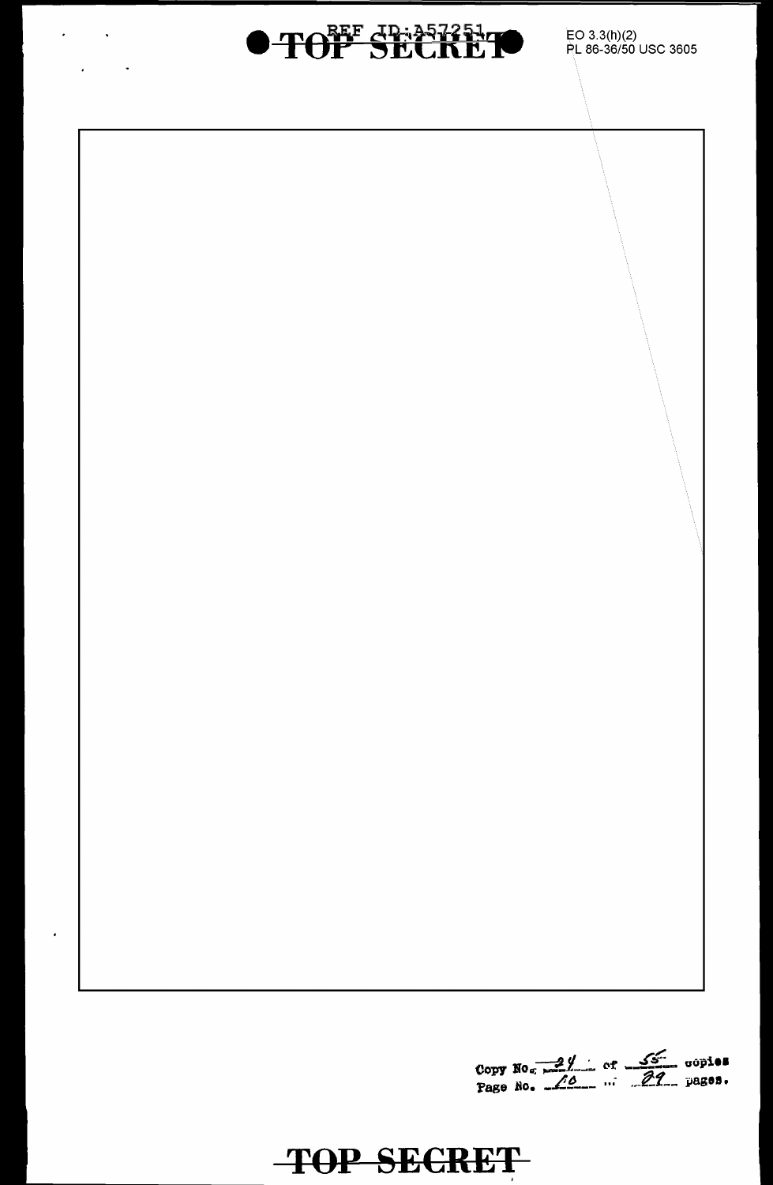TOP SECRET

EO 3.3(h)(2)
PL 86-36/50 USC 3605

Copy No. 24 of 55 copies
Page No. 20 of 29 pages.

TOP SECRET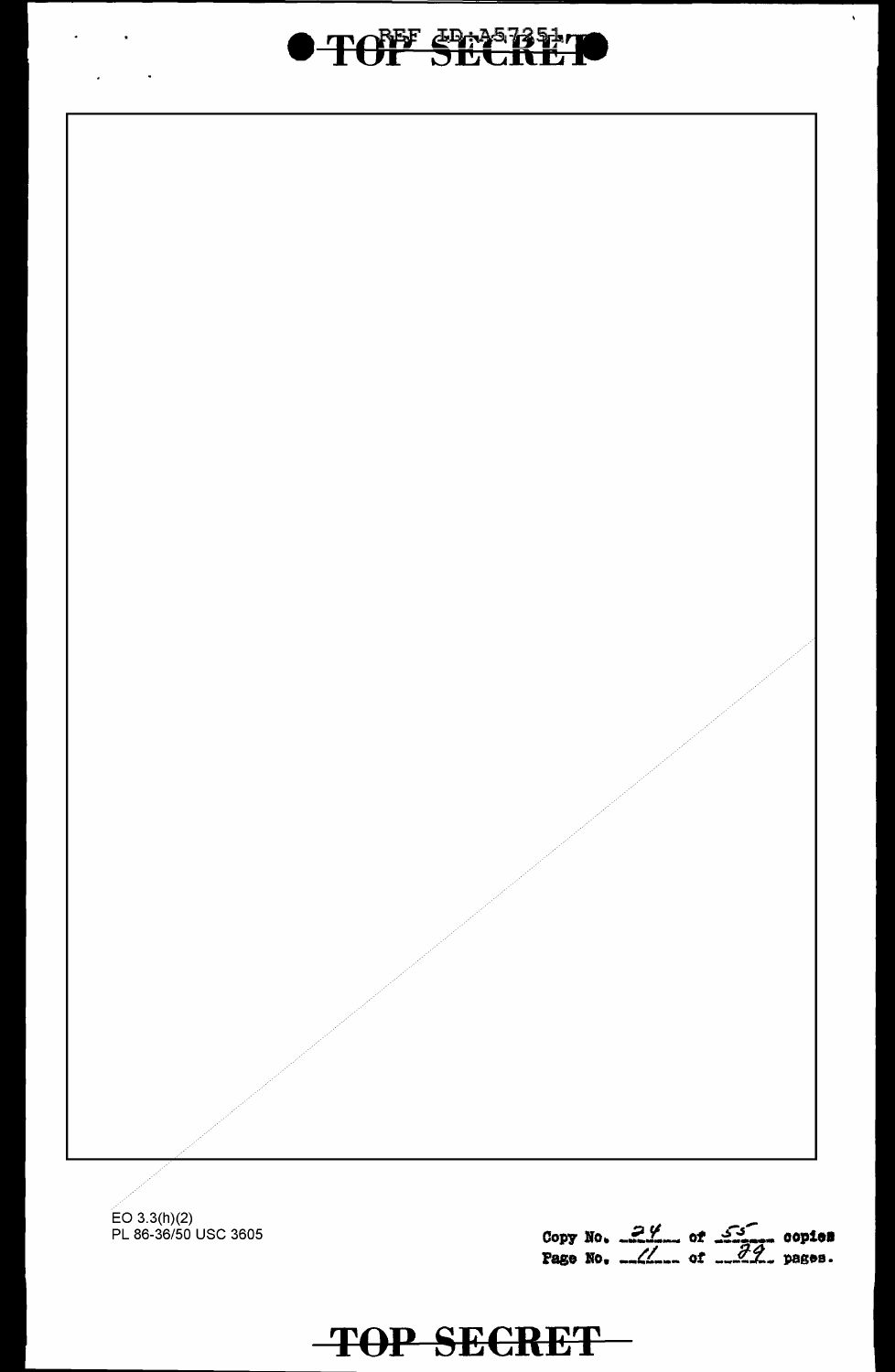EO 3.3(h)(2)
PL 86-36/50 USC 3605

Copy No. 24 of 55 copies
Page No. 11 of 29 pages.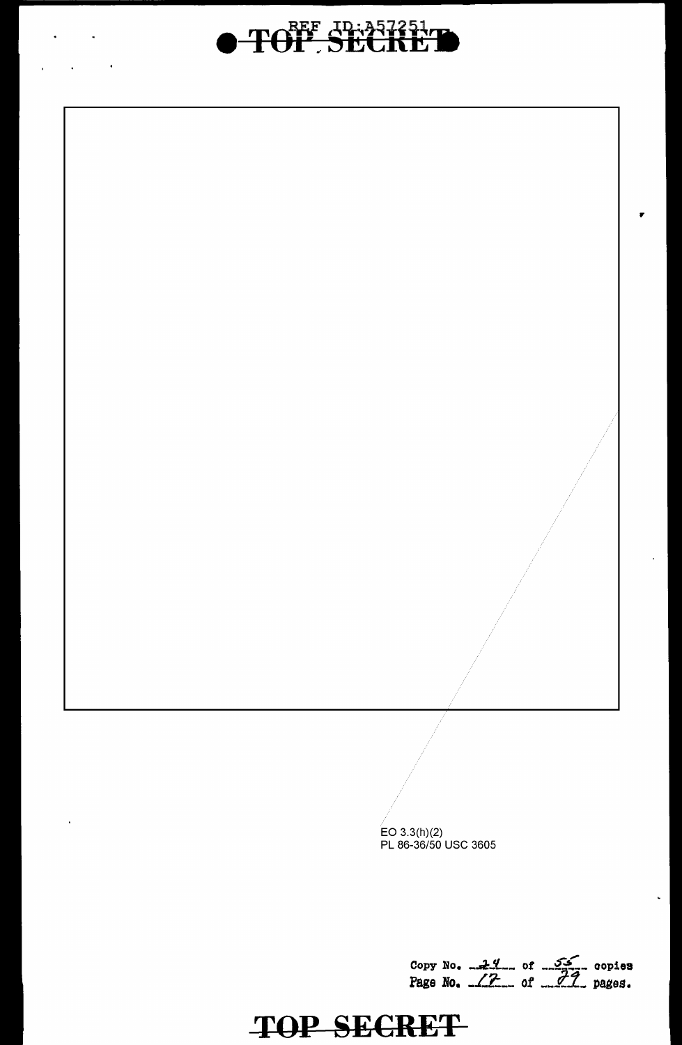EO 3.3(h)(2)
PL 86-36/50 USC 3605

Copy No. 24 of 55 copies
Page No. 17 of 79 pages.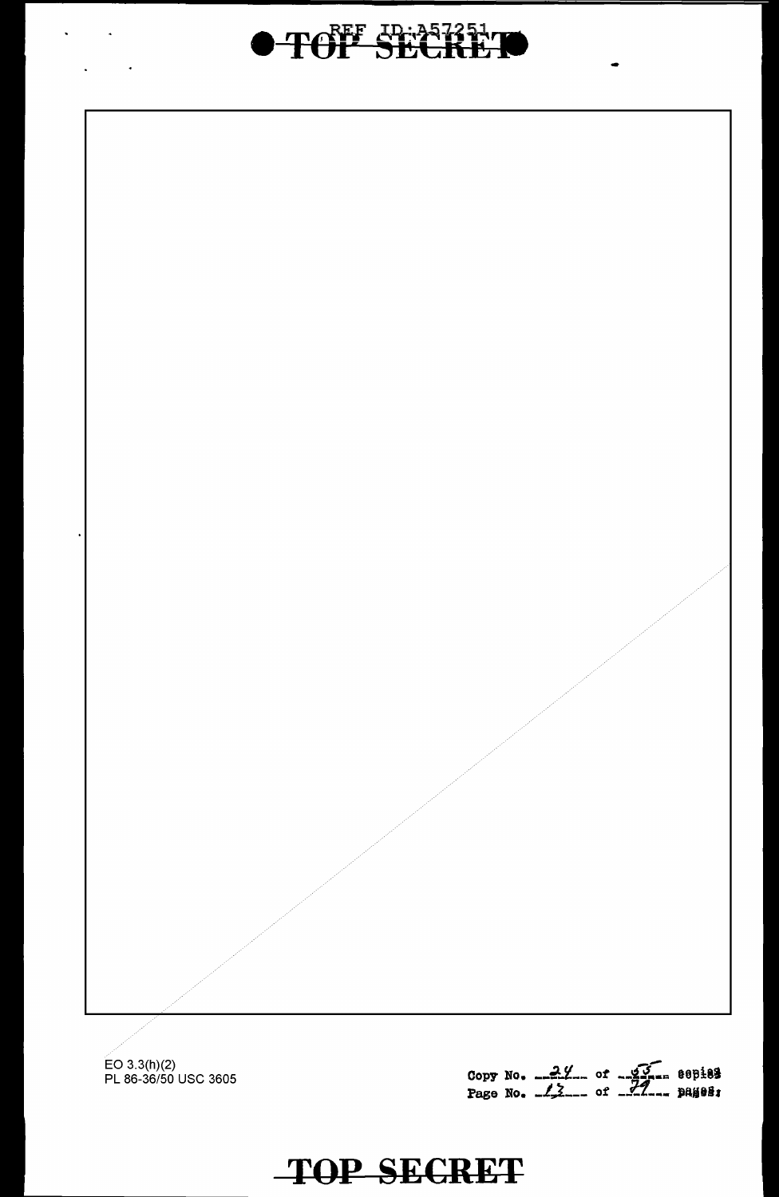EO 3.3(h)(2)
PL 86-36/50 USC 3605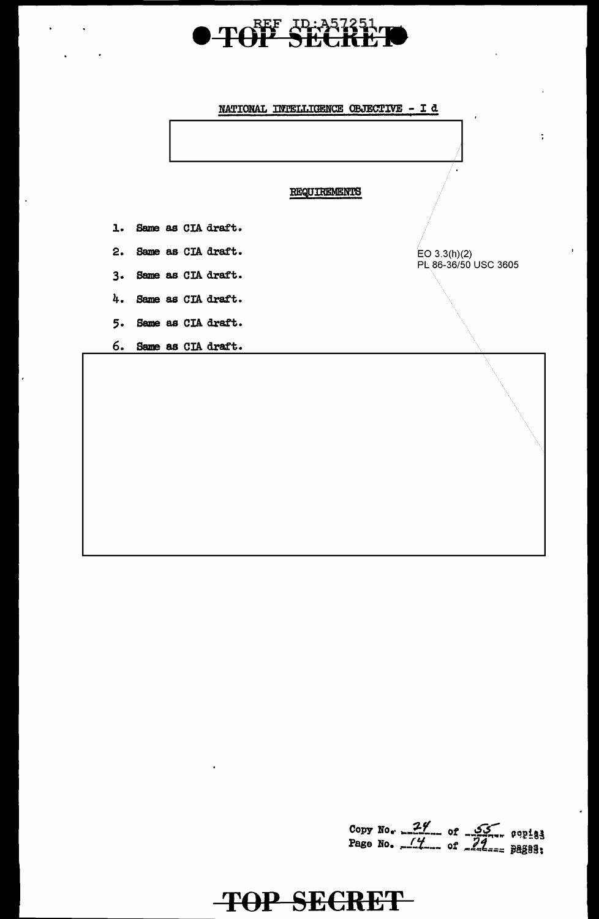NATIONAL INTELLIGENCE OBJECTIVE - I d

REQUIREMENTS

1. Same as CIA draft.
2. Same as CIA draft.
3. Same as CIA draft.
4. Same as CIA draft.
5. Same as CIA draft.
6. Same as CIA draft.

EO 3.3(h)(2)
PL 86-36/50 USC 3605

Copy No. 24 of 55 copies
Page No. 14 of 24 pages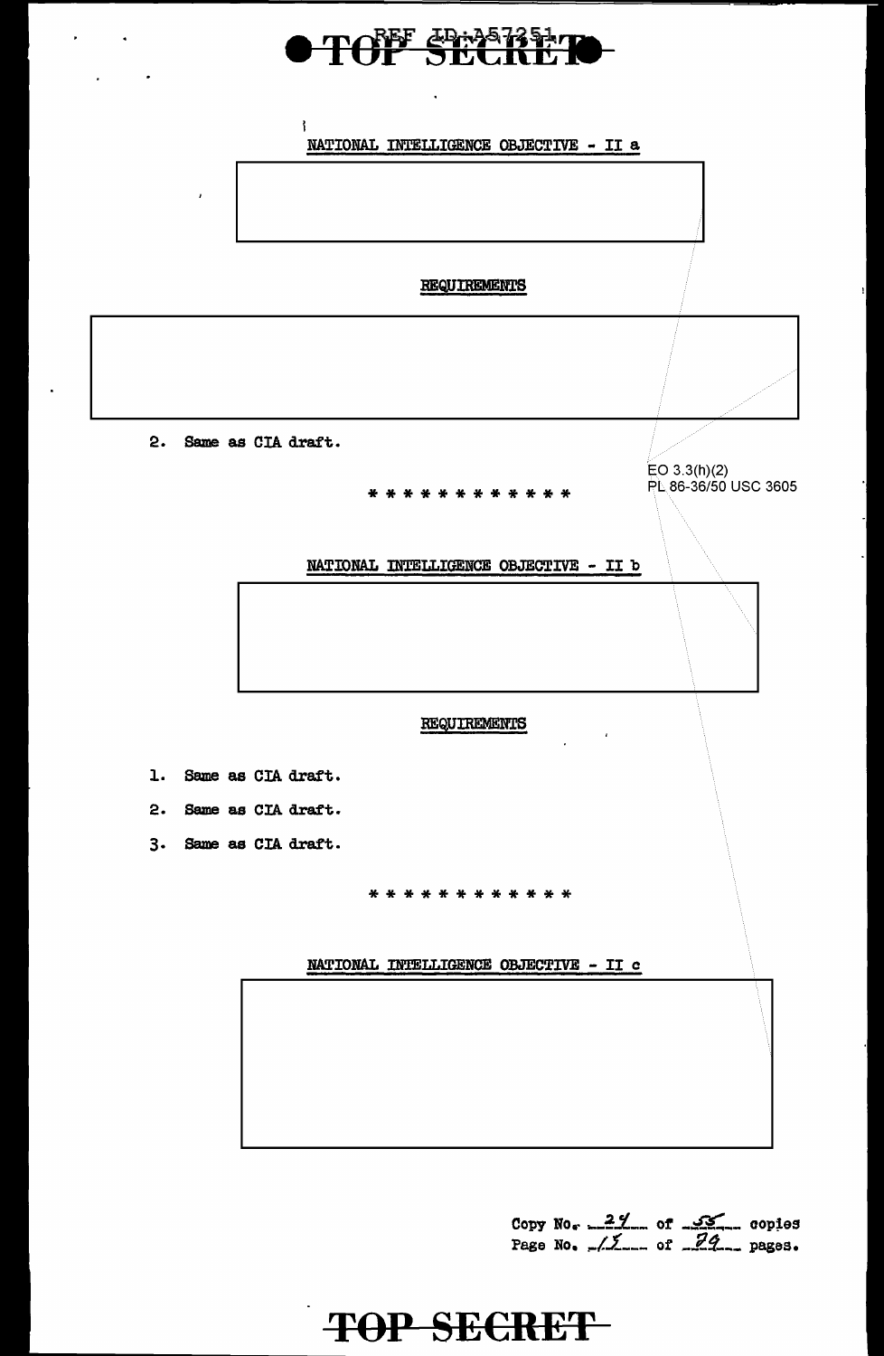NATIONAL INTELLIGENCE OBJECTIVE - II a

REQUIREMENTS

2. Same as CIA draft.

EO 3.3(h)(2)
PL 86-36/50 USC 3605

\* \* \* \* \* \* \* \* \* \* \* \*

NATIONAL INTELLIGENCE OBJECTIVE - II b

REQUIREMENTS

1. Same as CIA draft.

2. Same as CIA draft.

3. Same as CIA draft.

\* \* \* \* \* \* \* \* \* \* \* \*

NATIONAL INTELLIGENCE OBJECTIVE - II c

Copy No. 24 of 55 copies
Page No. 15 of 79 pages.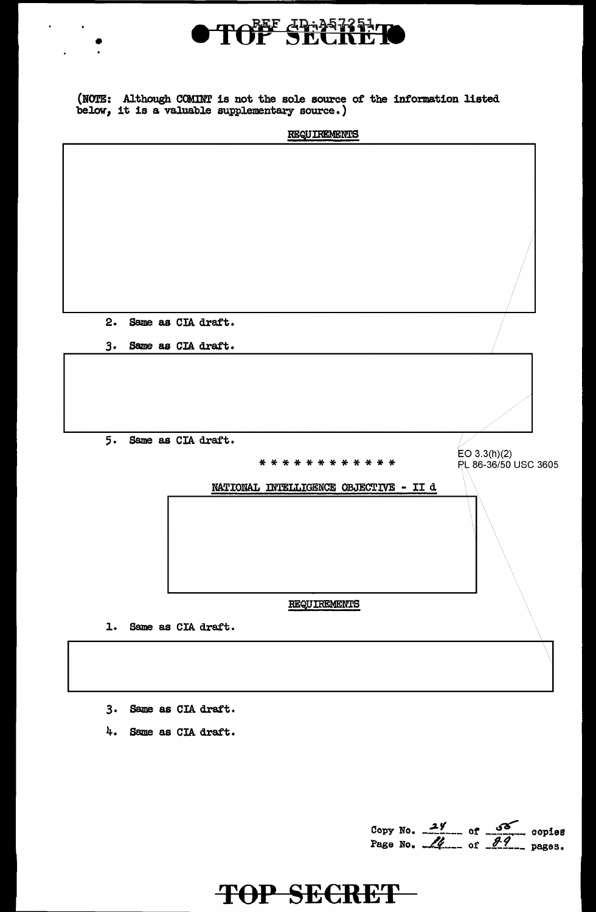(NOTE: Although COMINT is not the sole source of the information listed below, it is a valuable supplementary source.)

REQUIREMENTS

2. Same as CIA draft.

3. Same as CIA draft.

5. Same as CIA draft.

EO 3.3(h)(2)
PL 86-36/50 USC 3605

\* \* \* \* \* \* \* \* \* \* \* \*

NATIONAL INTELLIGENCE OBJECTIVE - II d

REQUIREMENTS

1. Same as CIA draft.

3. Same as CIA draft.

4. Same as CIA draft.

Copy No. 24 of 55 copies
Page No. 14 of 89 pages.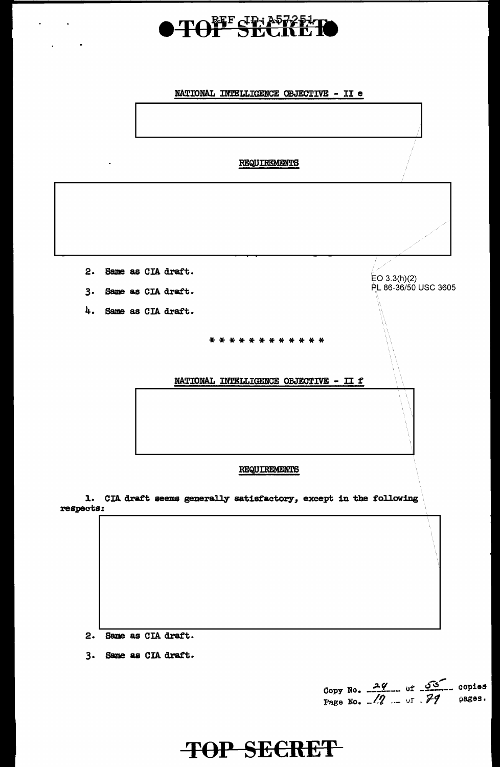NATIONAL INTELLIGENCE OBJECTIVE - II e

REQUIREMENTS

2. Same as CIA draft.

3. Same as CIA draft.

4. Same as CIA draft.

EO 3.3(h)(2)
PL 86-36/50 USC 3605

\* \* \* \* \* \* \* \* \* \* \* \*

NATIONAL INTELLIGENCE OBJECTIVE - II f

REQUIREMENTS

1. CIA draft seems generally satisfactory, except in the following respects:

2. Same as CIA draft.

3. Same as CIA draft.

Copy No. 29 of 55 copies
Page No. 12 of 79 pages.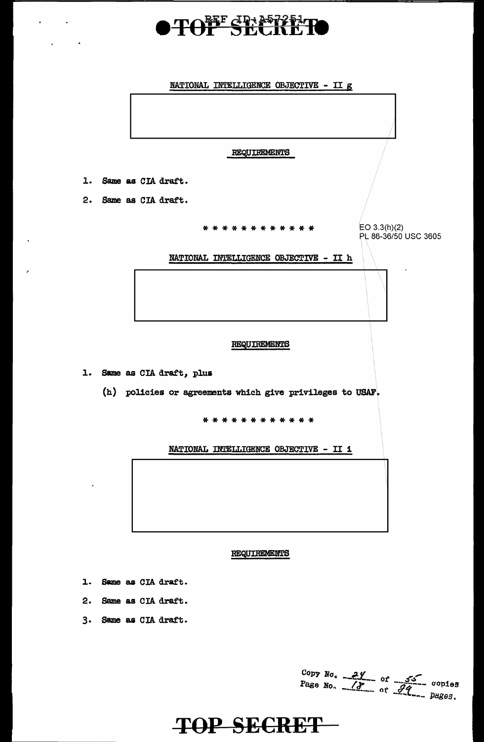NATIONAL INTELLIGENCE OBJECTIVE - II g

REQUIREMENTS

1. Same as CIA draft.
2. Same as CIA draft.

\* \* \* \* \* \* \* \* \* \* \* \*

EO 3.3(h)(2)
PL 86-36/50 USC 3605

NATIONAL INTELLIGENCE OBJECTIVE - II h

REQUIREMENTS

1. Same as CIA draft, plus

   (h) policies or agreements which give privileges to USAF.

\* \* \* \* \* \* \* \* \* \* \* \*

NATIONAL INTELLIGENCE OBJECTIVE - II i

REQUIREMENTS

1. Same as CIA draft.
2. Same as CIA draft.
3. Same as CIA draft.

Copy No. 24 of 55 copies
Page No. 18 of 99 pages.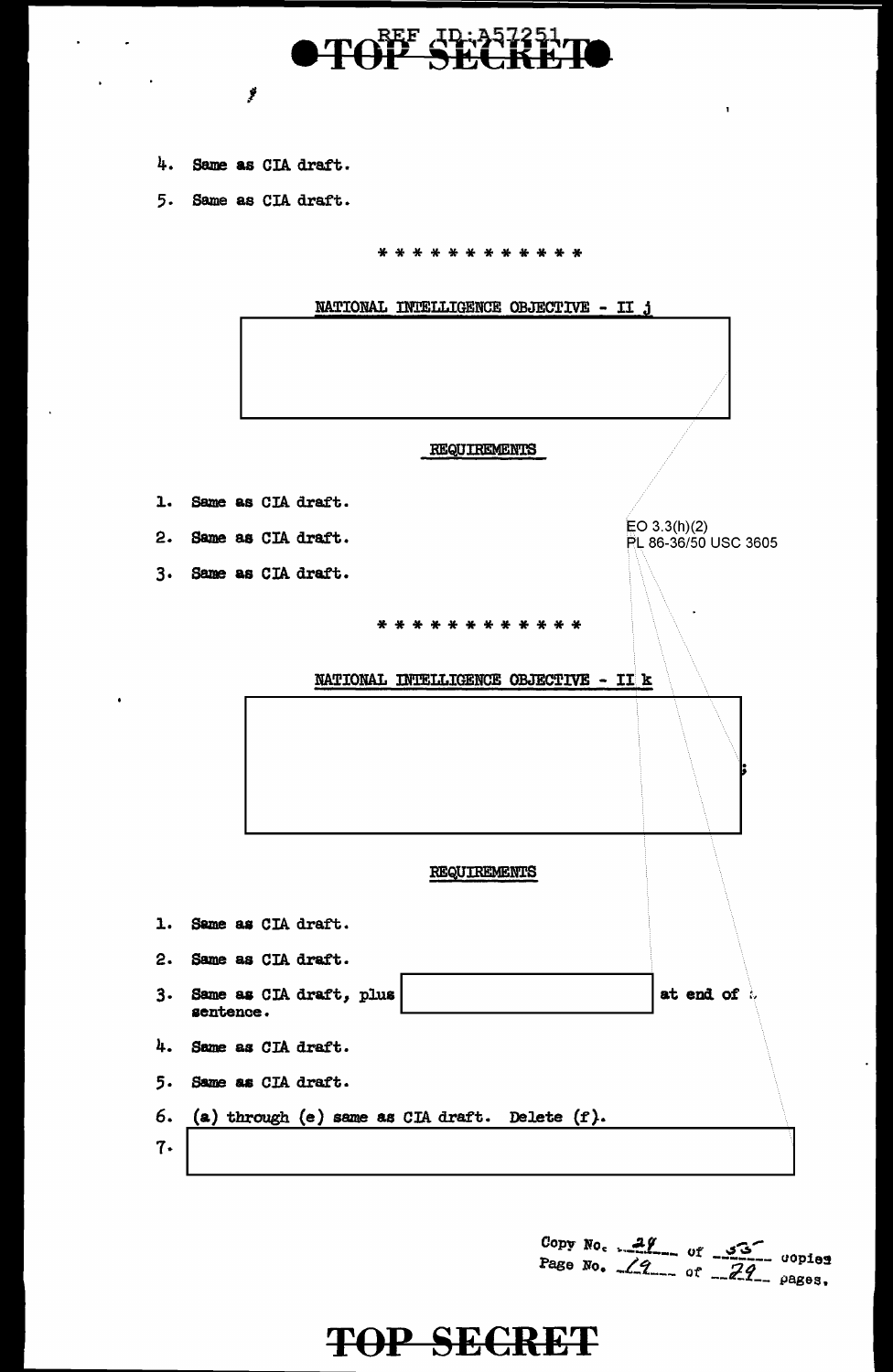4. Same as CIA draft.

5. Same as CIA draft.

* * * * * * * * * * * *

NATIONAL INTELLIGENCE OBJECTIVE - II j

REQUIREMENTS

1. Same as CIA draft.

2. Same as CIA draft.

3. Same as CIA draft.

EO 3.3(h)(2)
PL 86-36/50 USC 3605

* * * * * * * * * * * *

NATIONAL INTELLIGENCE OBJECTIVE - II k

REQUIREMENTS

1. Same as CIA draft.

2. Same as CIA draft.

3. Same as CIA draft, plus [redacted] at end of sentence.

4. Same as CIA draft.

5. Same as CIA draft.

6. (a) through (e) same as CIA draft. Delete (f).

7. [redacted]

Copy No. 28 of 35 copies
Page No. 19 of 29 pages.

TOP SECRET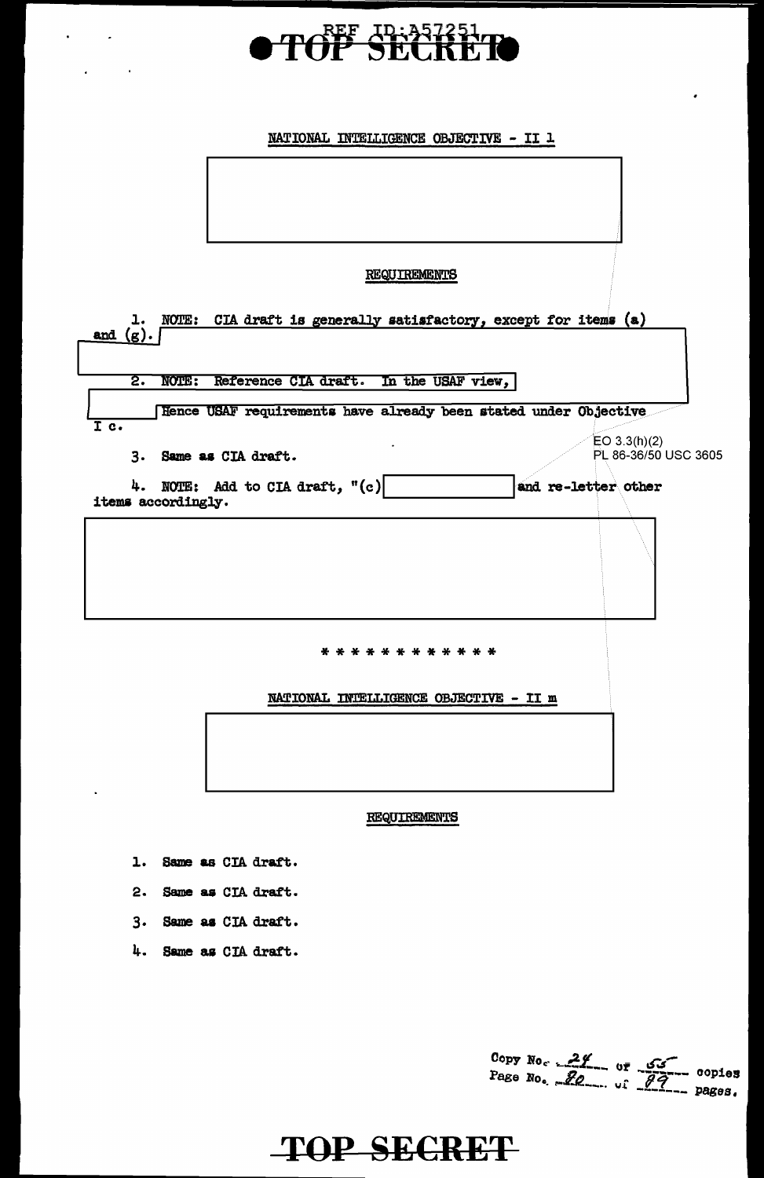REF ID:A57251

**TOP SECRET**

NATIONAL INTELLIGENCE OBJECTIVE - II 1

REQUIREMENTS

1. NOTE: CIA draft is generally satisfactory, except for items (a) and (g).

2. NOTE: Reference CIA draft. In the USAF view,

Hence USAF requirements have already been stated under Objective I c.

EO 3.3(h)(2)
PL 86-36/50 USC 3605

3. Same as CIA draft.

4. NOTE: Add to CIA draft, "(c) and re-letter other items accordingly.

\* \* \* \* \* \* \* \* \* \* \* \*

NATIONAL INTELLIGENCE OBJECTIVE - II m

REQUIREMENTS

1. Same as CIA draft.

2. Same as CIA draft.

3. Same as CIA draft.

4. Same as CIA draft.

Copy No. 24 of 55 copies
Page No. 80 of 99 pages.

**TOP SECRET**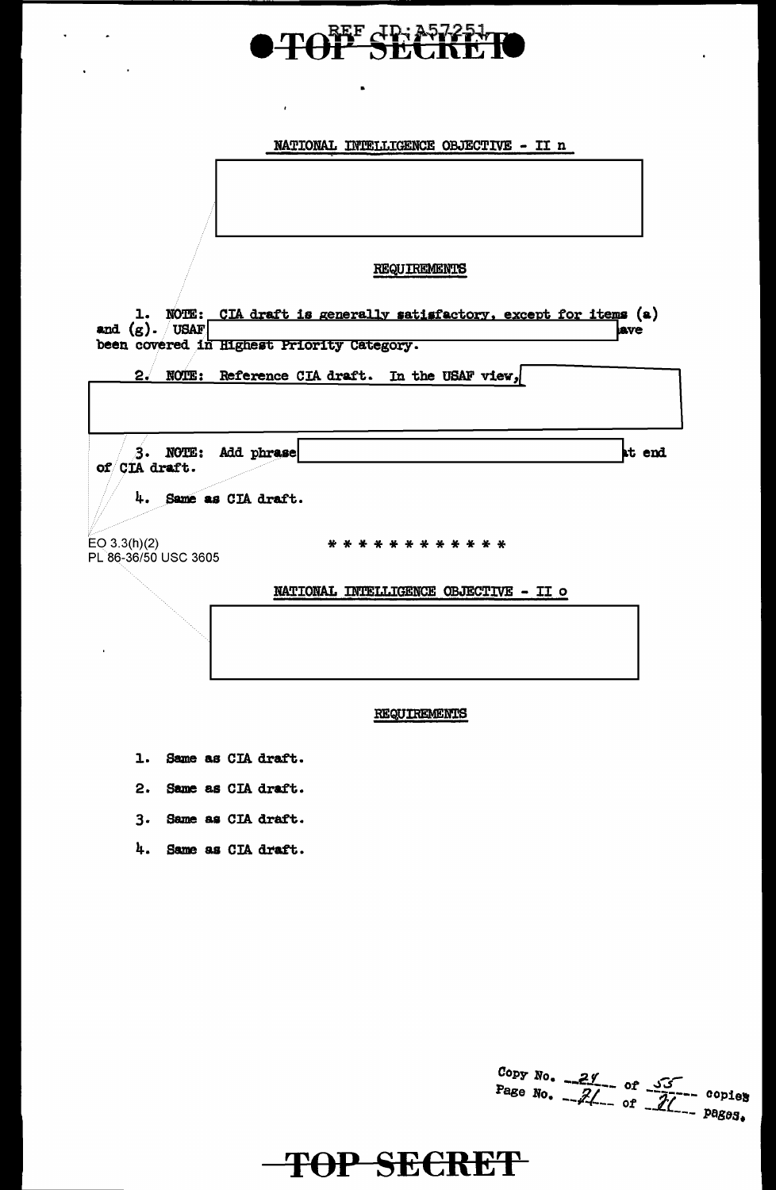TOP SECRET

REF ID:A57251

NATIONAL INTELLIGENCE OBJECTIVE - II n

REQUIREMENTS

1. NOTE: CIA draft is generally satisfactory, except for items (a) and (g). USAF [redacted] ave been covered in Highest Priority Category.

2. NOTE: Reference CIA draft. In the USAF view, [redacted]

3. NOTE: Add phrase [redacted] at end of CIA draft.

4. Same as CIA draft.

EO 3.3(h)(2)
PL 86-36/50 USC 3605

\* \* \* \* \* \* \* \* \* \* \* \*

NATIONAL INTELLIGENCE OBJECTIVE - II o

REQUIREMENTS

1. Same as CIA draft.

2. Same as CIA draft.

3. Same as CIA draft.

4. Same as CIA draft.

Copy No. 24 of 55 copies
Page No. 21 of 21 pages.

TOP SECRET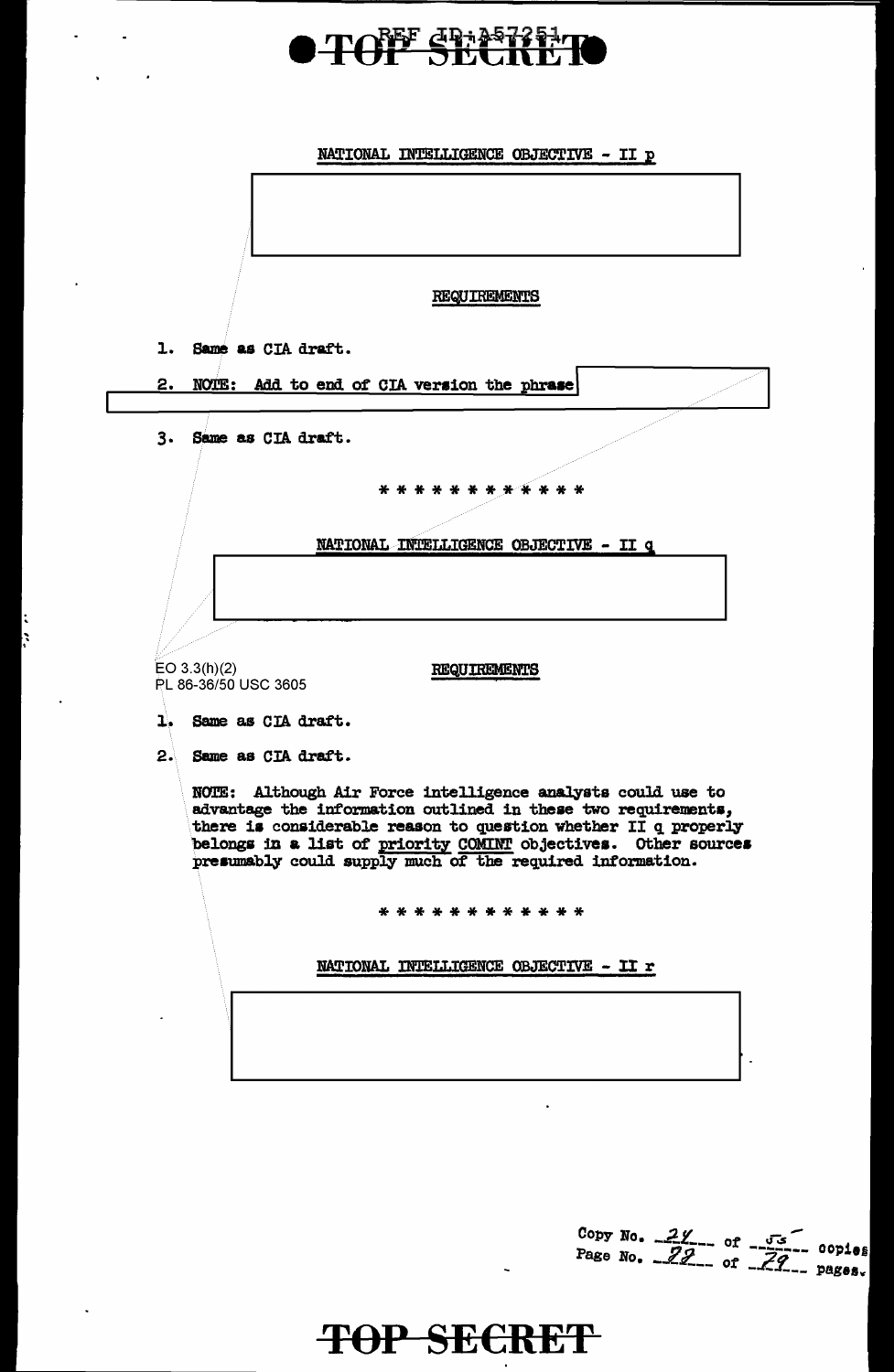NATIONAL INTELLIGENCE OBJECTIVE - II p

REQUIREMENTS

1. Same as CIA draft.

2. NOTE: Add to end of CIA version the phrase

3. Same as CIA draft.

\* \* \* \* \* \* \* \* \* \* \* \*

NATIONAL INTELLIGENCE OBJECTIVE - II q

EO 3.3(h)(2)
PL 86-36/50 USC 3605

REQUIREMENTS

1. Same as CIA draft.

2. Same as CIA draft.

NOTE: Although Air Force intelligence analysts could use to advantage the information outlined in these two requirements, there is considerable reason to question whether II q properly belongs in a list of priority COMINT objectives. Other sources presumably could supply much of the required information.

\* \* \* \* \* \* \* \* \* \* \* \*

NATIONAL INTELLIGENCE OBJECTIVE - II r

Copy No. 24 of 55 copies
Page No. 28 of 29 pages.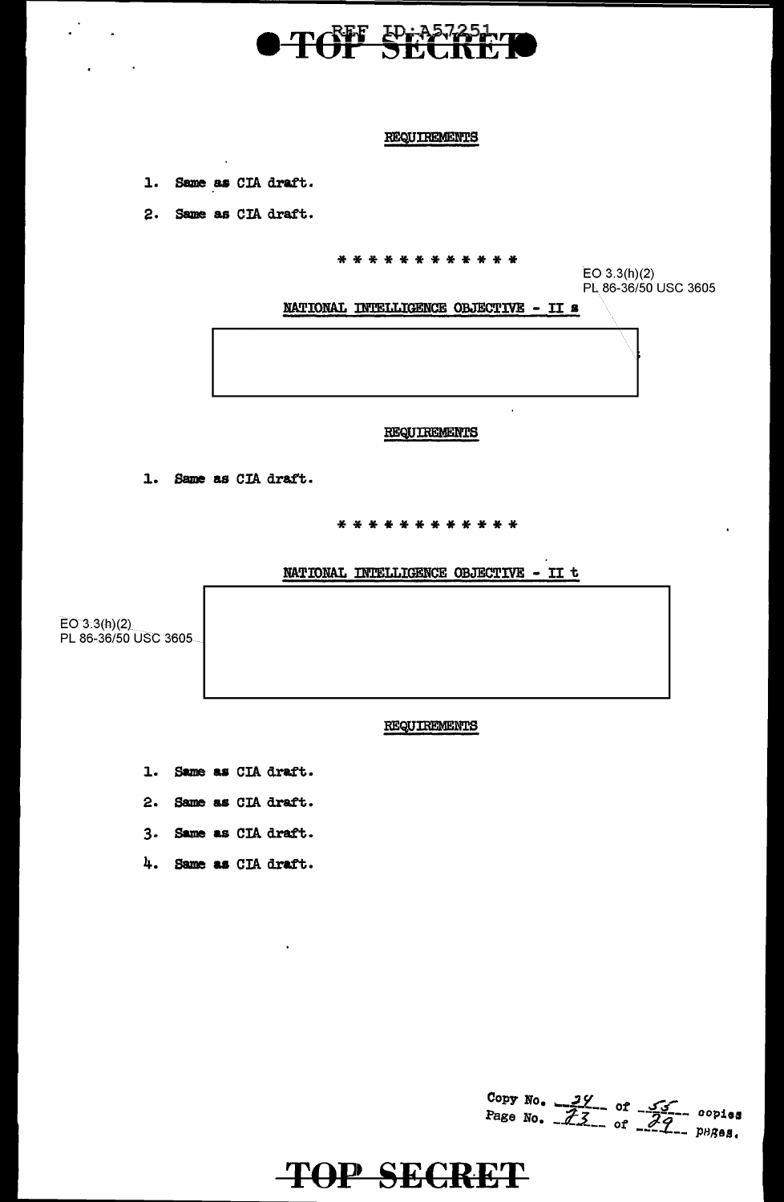REQUIREMENTS

1. Same as CIA draft.
2. Same as CIA draft.

* * * * * * * * * * * *

EO 3.3(h)(2)
PL 86-36/50 USC 3605

NATIONAL INTELLIGENCE OBJECTIVE - II s

REQUIREMENTS

1. Same as CIA draft.

* * * * * * * * * * * *

NATIONAL INTELLIGENCE OBJECTIVE - II t

EO 3.3(h)(2)
PL 86-36/50 USC 3605

REQUIREMENTS

1. Same as CIA draft.
2. Same as CIA draft.
3. Same as CIA draft.
4. Same as CIA draft.

Copy No. 24 of 55 copies
Page No. 23 of 29 pages.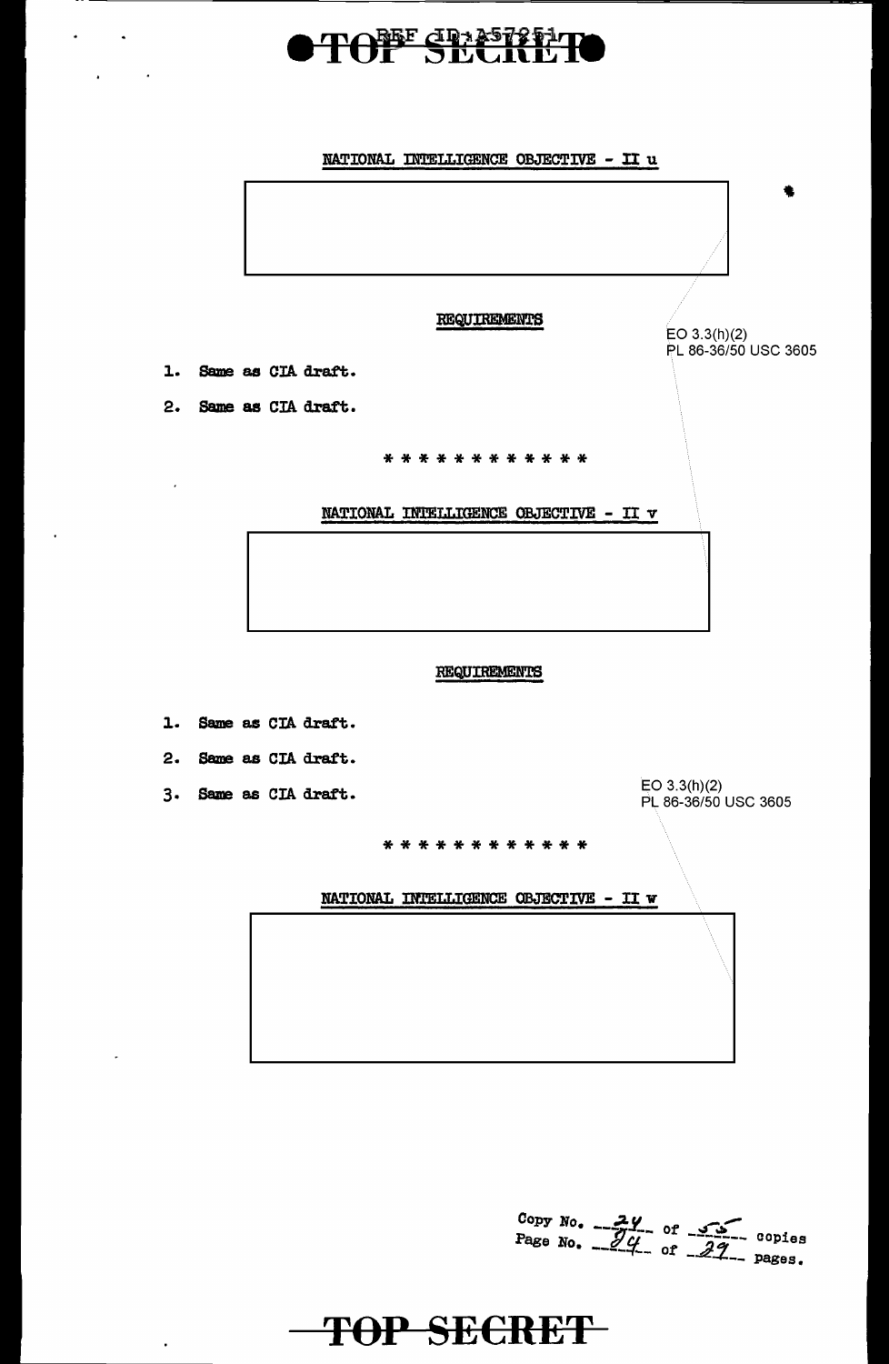NATIONAL INTELLIGENCE OBJECTIVE - II u

REQUIREMENTS

EO 3.3(h)(2)
PL 86-36/50 USC 3605

1. Same as CIA draft.

2. Same as CIA draft.

* * * * * * * * * * * *

NATIONAL INTELLIGENCE OBJECTIVE - II v

REQUIREMENTS

1. Same as CIA draft.

2. Same as CIA draft.

3. Same as CIA draft.

EO 3.3(h)(2)
PL 86-36/50 USC 3605

* * * * * * * * * * * *

NATIONAL INTELLIGENCE OBJECTIVE - II w

Copy No. 24 of 55 copies
Page No. 24 of 29 pages.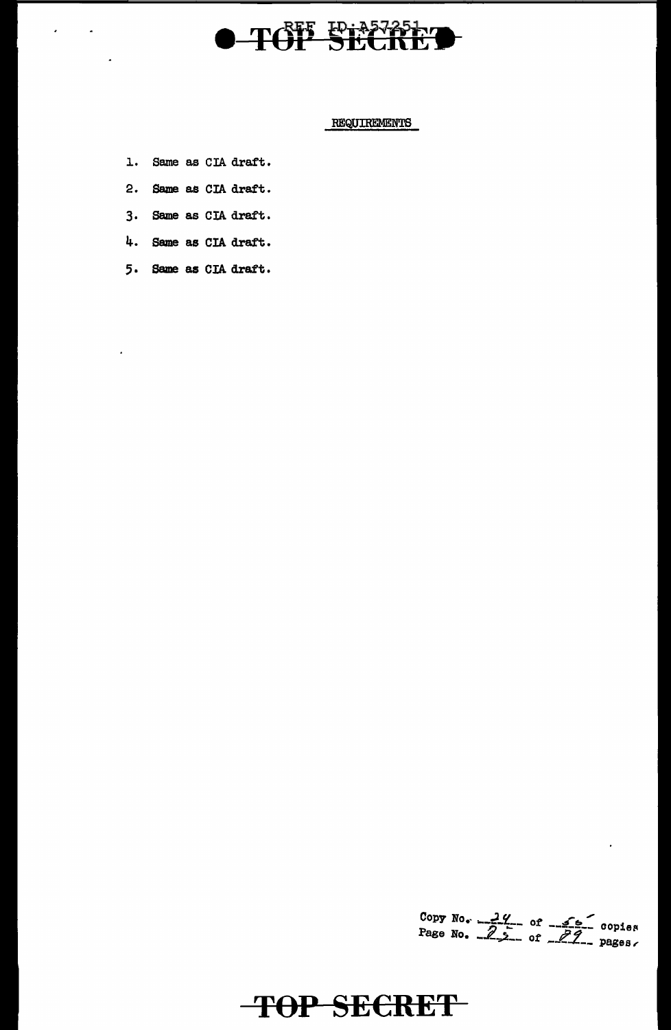## REQUIREMENTS

1. Same as CIA draft.
2. Same as CIA draft.
3. Same as CIA draft.
4. Same as CIA draft.
5. Same as CIA draft.

Copy No. 24 of 56 copies
Page No. 25 of 89 pages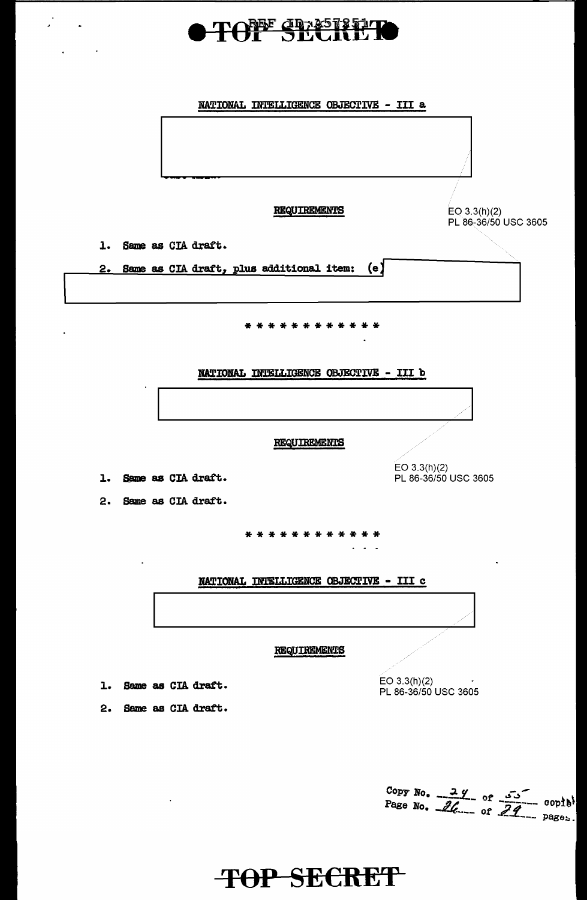NATIONAL INTELLIGENCE OBJECTIVE - III a

EO 3.3(h)(2)
PL 86-36/50 USC 3605

REQUIREMENTS

1. Same as CIA draft.

2. Same as CIA draft, plus additional item: (e)

* * * * * * * * * * * *

NATIONAL INTELLIGENCE OBJECTIVE - III b

REQUIREMENTS

EO 3.3(h)(2)
PL 86-36/50 USC 3605

1. Same as CIA draft.

2. Same as CIA draft.

* * * * * * * * * * * *

NATIONAL INTELLIGENCE OBJECTIVE - III c

REQUIREMENTS

EO 3.3(h)(2)
PL 86-36/50 USC 3605

1. Same as CIA draft.

2. Same as CIA draft.

Copy No. 24 of 55 copies
Page No. 26 of 29 pages.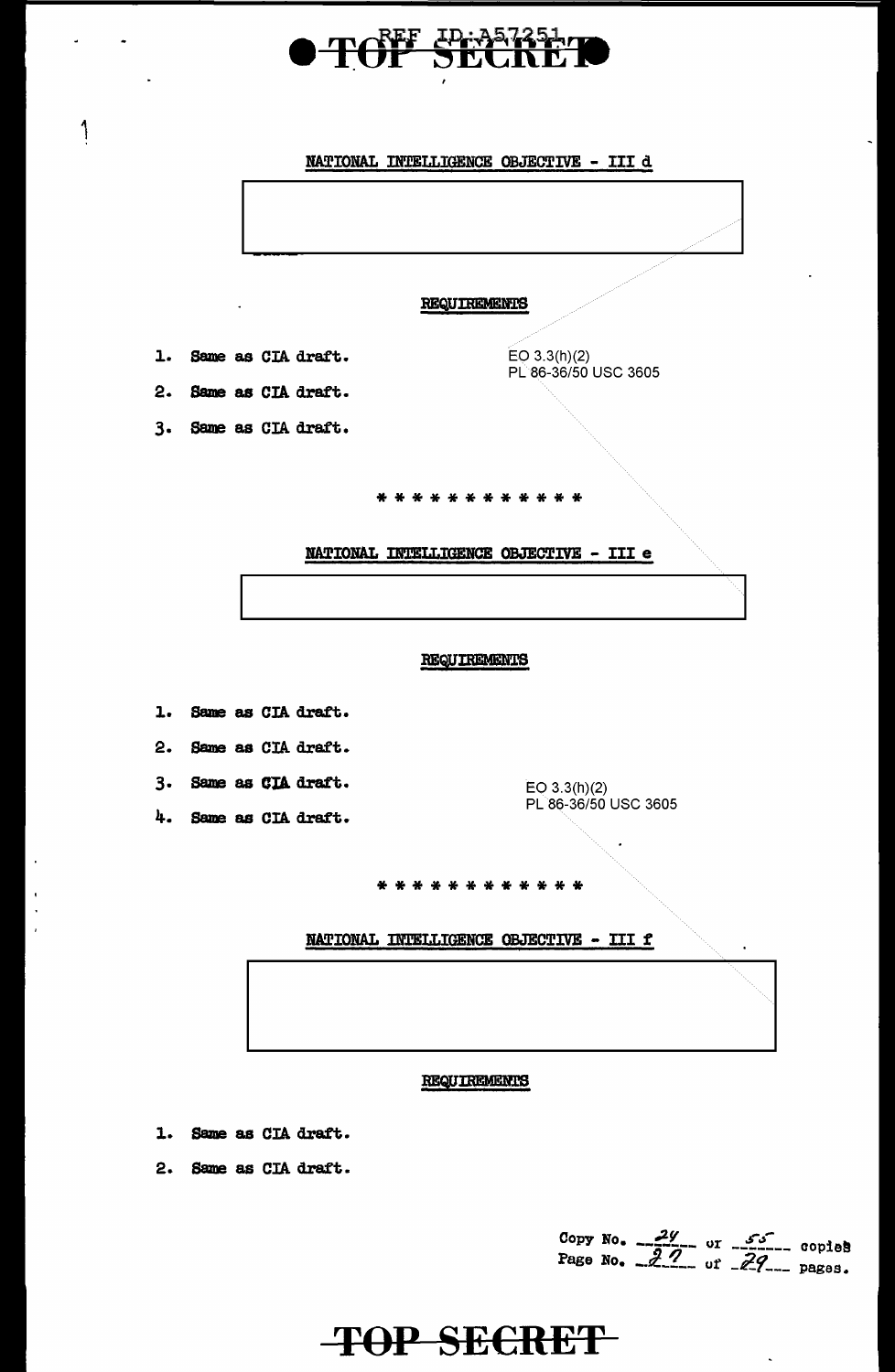NATIONAL INTELLIGENCE OBJECTIVE - III d

REQUIREMENTS

1. Same as CIA draft.

2. Same as CIA draft.

3. Same as CIA draft.

EO 3.3(h)(2)
PL 86-36/50 USC 3605

* * * * * * * * * * * *

NATIONAL INTELLIGENCE OBJECTIVE - III e

REQUIREMENTS

1. Same as CIA draft.

2. Same as CIA draft.

3. Same as CIA draft.

4. Same as CIA draft.

EO 3.3(h)(2)
PL 86-36/50 USC 3605

* * * * * * * * * * * *

NATIONAL INTELLIGENCE OBJECTIVE - III f

REQUIREMENTS

1. Same as CIA draft.

2. Same as CIA draft.

Copy No. 24 of 55 copies
Page No. 27 of 29 pages.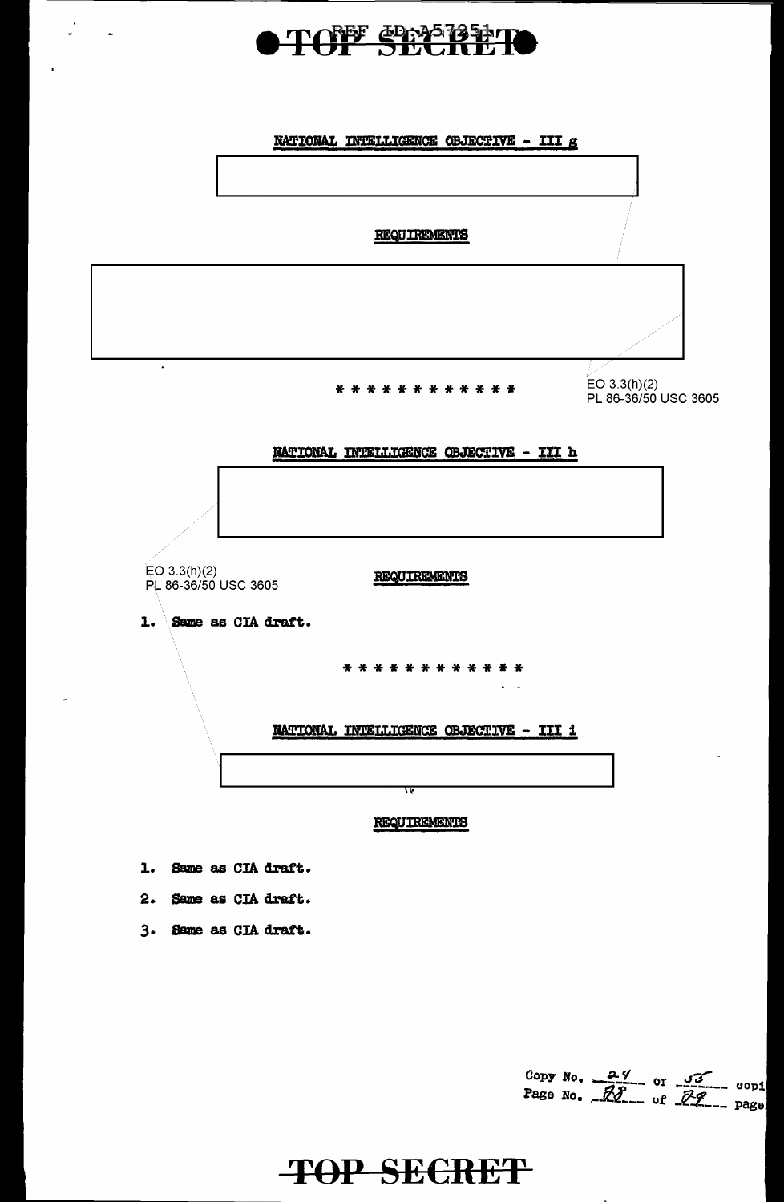TOP SECRET

REF ID:A57351

NATIONAL INTELLIGENCE OBJECTIVE - III g

REQUIREMENTS

* * * * * * * * * * * *

EO 3.3(h)(2)
PL 86-36/50 USC 3605

NATIONAL INTELLIGENCE OBJECTIVE - III h

EO 3.3(h)(2)
PL 86-36/50 USC 3605

REQUIREMENTS

1. Same as CIA draft.

* * * * * * * * * * * *

NATIONAL INTELLIGENCE OBJECTIVE - III i

REQUIREMENTS

1. Same as CIA draft.
2. Same as CIA draft.
3. Same as CIA draft.

Copy No. 24 of 55 copies
Page No. 88 of 89 pages

TOP SECRET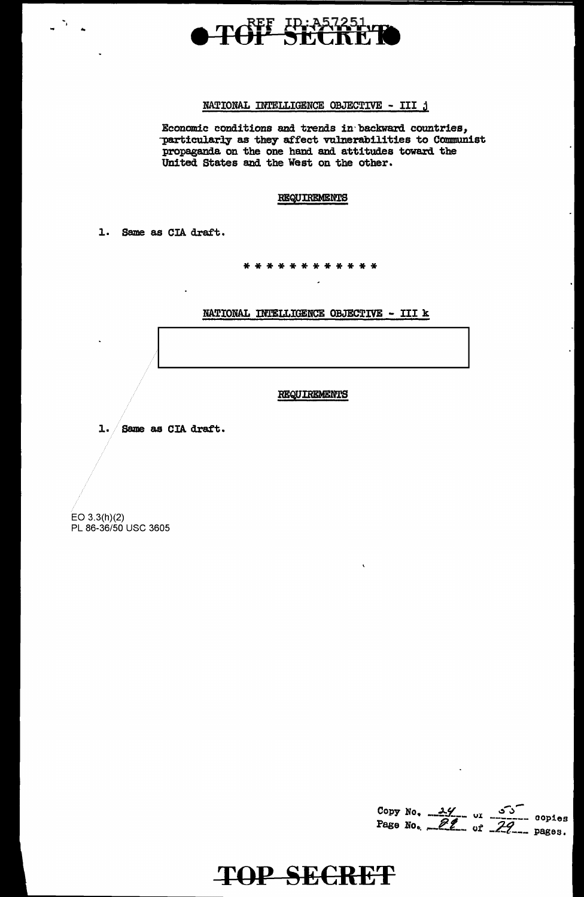NATIONAL INTELLIGENCE OBJECTIVE - III j

Economic conditions and trends in backward countries, particularly as they affect vulnerabilities to Communist propaganda on the one hand and attitudes toward the United States and the West on the other.

REQUIREMENTS

1. Same as CIA draft.

* * * * * * * * * * * *

NATIONAL INTELLIGENCE OBJECTIVE - III k

REQUIREMENTS

1. Same as CIA draft.

EO 3.3(h)(2)
PL 86-36/50 USC 3605

Copy No. 24 of 55 copies
Page No. 22 of 22 pages.